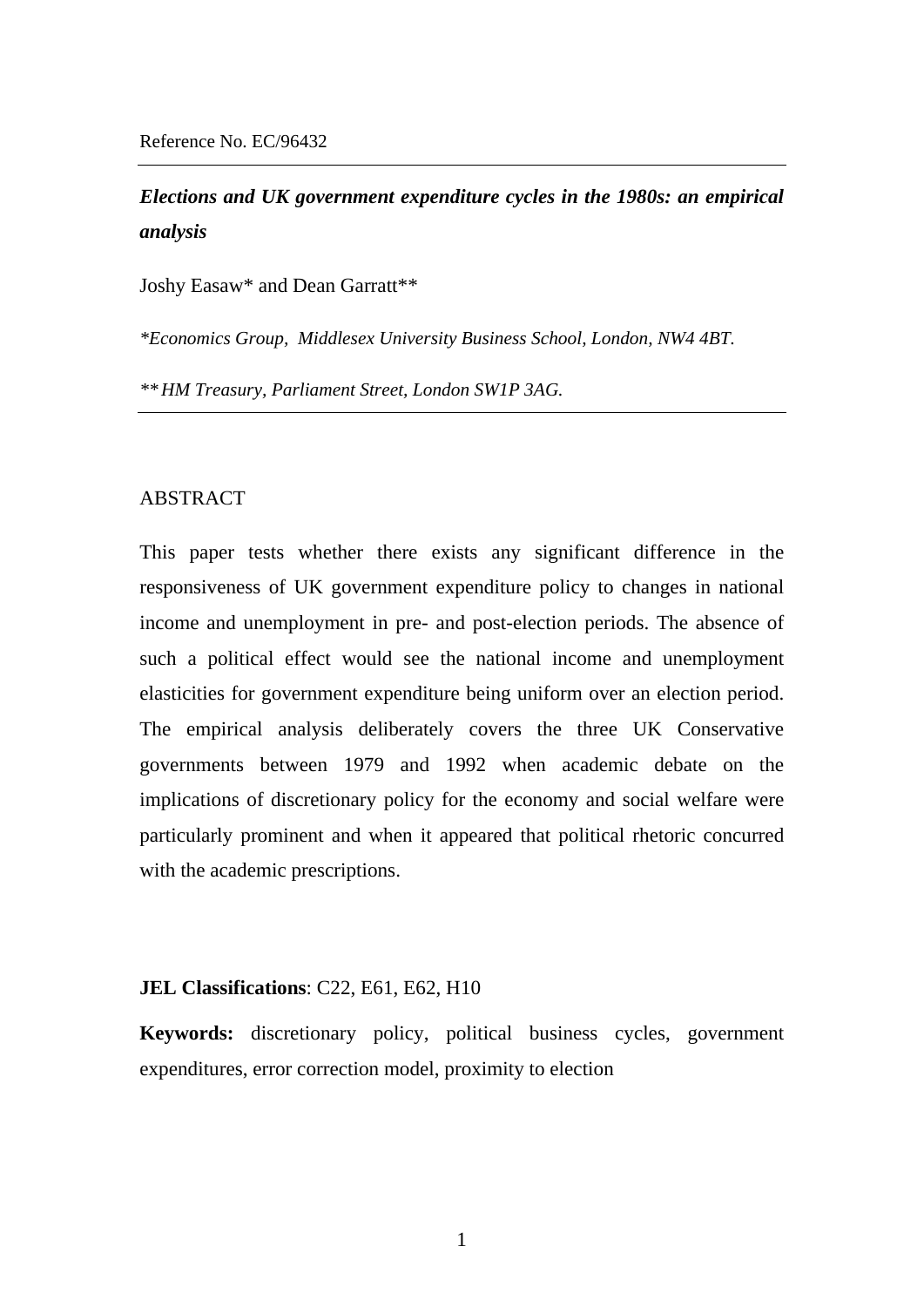Reference No. EC/96432

# *Elections and UK government expenditure cycles in the 1980s: an empirical analysis*

Joshy Easaw* and Dean Garratt**

*\*Economics Group, Middlesex University Business School, London, NW4 4BT.*

*\*\* HM Treasury, Parliament Street, London SW1P 3AG.*

## ABSTRACT

This paper tests whether there exists any significant difference in the responsiveness of UK government expenditure policy to changes in national income and unemployment in pre- and post-election periods. The absence of such a political effect would see the national income and unemployment elasticities for government expenditure being uniform over an election period. The empirical analysis deliberately covers the three UK Conservative governments between 1979 and 1992 when academic debate on the implications of discretionary policy for the economy and social welfare were particularly prominent and when it appeared that political rhetoric concurred with the academic prescriptions.

**JEL Classifications**: C22, E61, E62, H10

**Keywords:** discretionary policy, political business cycles, government expenditures, error correction model, proximity to election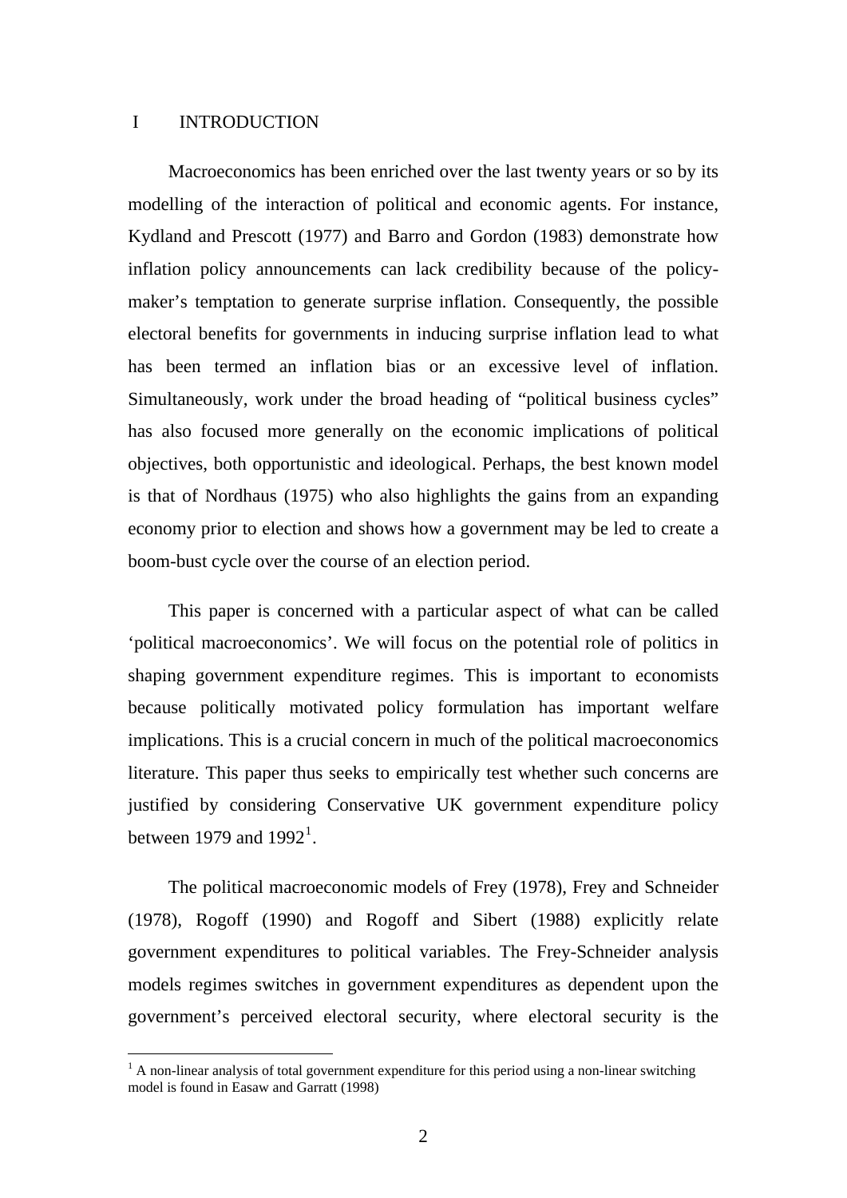# I INTRODUCTION

Macroeconomics has been enriched over the last twenty years or so by its modelling of the interaction of political and economic agents. For instance, Kydland and Prescott (1977) and Barro and Gordon (1983) demonstrate how inflation policy announcements can lack credibility because of the policy-maker's temptation to generate surprise inflation. Consequently, the possible electoral benefits for governments in inducing surprise inflation lead to what has been termed an inflation bias or an excessive level of inflation. Simultaneously, work under the broad heading of "political business cycles" has also focused more generally on the economic implications of political objectives, both opportunistic and ideological. Perhaps, the best known model is that of Nordhaus (1975) who also highlights the gains from an expanding economy prior to election and shows how a government may be led to create a boom-bust cycle over the course of an election period.

This paper is concerned with a particular aspect of what can be called 'political macroeconomics'. We will focus on the potential role of politics in shaping government expenditure regimes. This is important to economists because politically motivated policy formulation has important welfare implications. This is a crucial concern in much of the political macroeconomics literature. This paper thus seeks to empirically test whether such concerns are justified by considering Conservative UK government expenditure policy between 1979 and 1992[1].

The political macroeconomic models of Frey (1978), Frey and Schneider (1978), Rogoff (1990) and Rogoff and Sibert (1988) explicitly relate government expenditures to political variables. The Frey-Schneider analysis models regimes switches in government expenditures as dependent upon the government's perceived electoral security, where electoral security is the

[1] A non-linear analysis of total government expenditure for this period using a non-linear switching model is found in Easaw and Garratt (1998)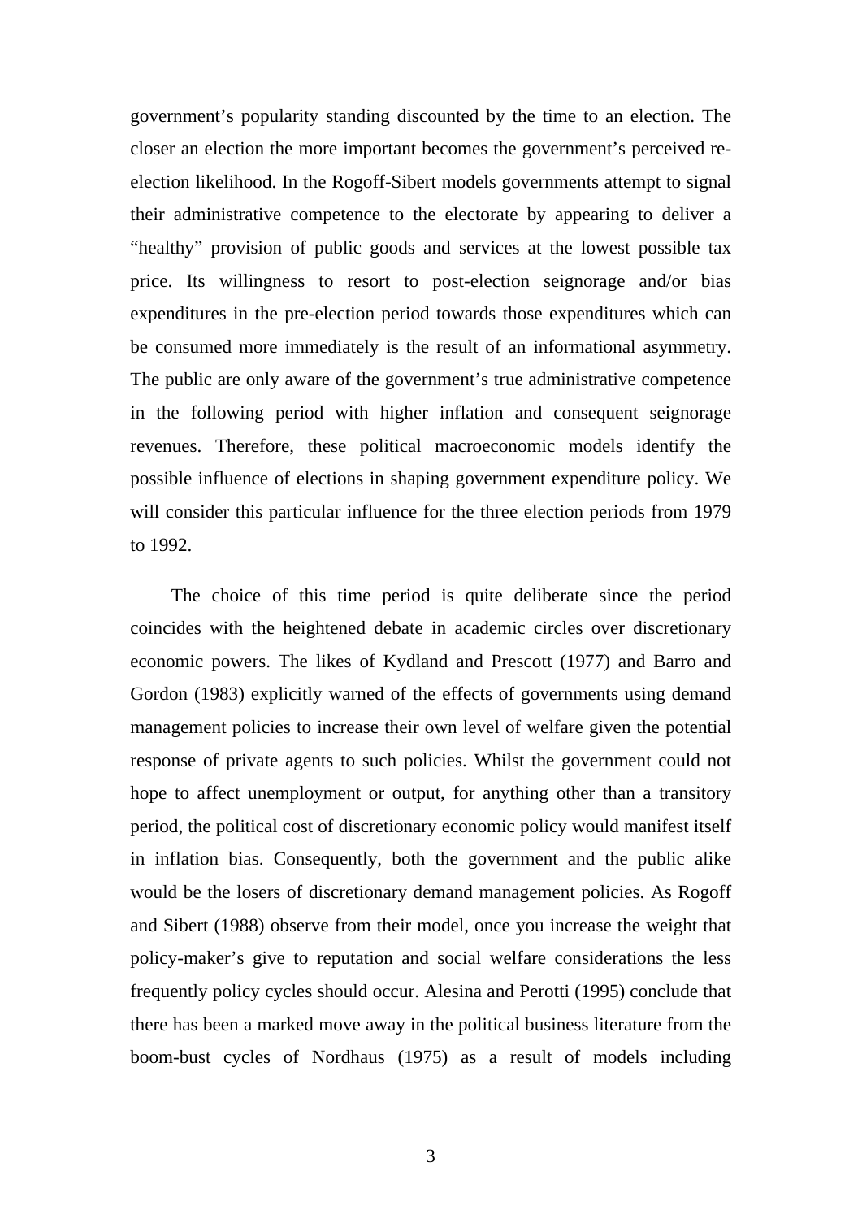government's popularity standing discounted by the time to an election. The closer an election the more important becomes the government's perceived re-election likelihood. In the Rogoff-Sibert models governments attempt to signal their administrative competence to the electorate by appearing to deliver a "healthy" provision of public goods and services at the lowest possible tax price. Its willingness to resort to post-election seignorage and/or bias expenditures in the pre-election period towards those expenditures which can be consumed more immediately is the result of an informational asymmetry. The public are only aware of the government's true administrative competence in the following period with higher inflation and consequent seignorage revenues. Therefore, these political macroeconomic models identify the possible influence of elections in shaping government expenditure policy. We will consider this particular influence for the three election periods from 1979 to 1992.

The choice of this time period is quite deliberate since the period coincides with the heightened debate in academic circles over discretionary economic powers. The likes of Kydland and Prescott (1977) and Barro and Gordon (1983) explicitly warned of the effects of governments using demand management policies to increase their own level of welfare given the potential response of private agents to such policies. Whilst the government could not hope to affect unemployment or output, for anything other than a transitory period, the political cost of discretionary economic policy would manifest itself in inflation bias. Consequently, both the government and the public alike would be the losers of discretionary demand management policies. As Rogoff and Sibert (1988) observe from their model, once you increase the weight that policy-maker's give to reputation and social welfare considerations the less frequently policy cycles should occur. Alesina and Perotti (1995) conclude that there has been a marked move away in the political business literature from the boom-bust cycles of Nordhaus (1975) as a result of models including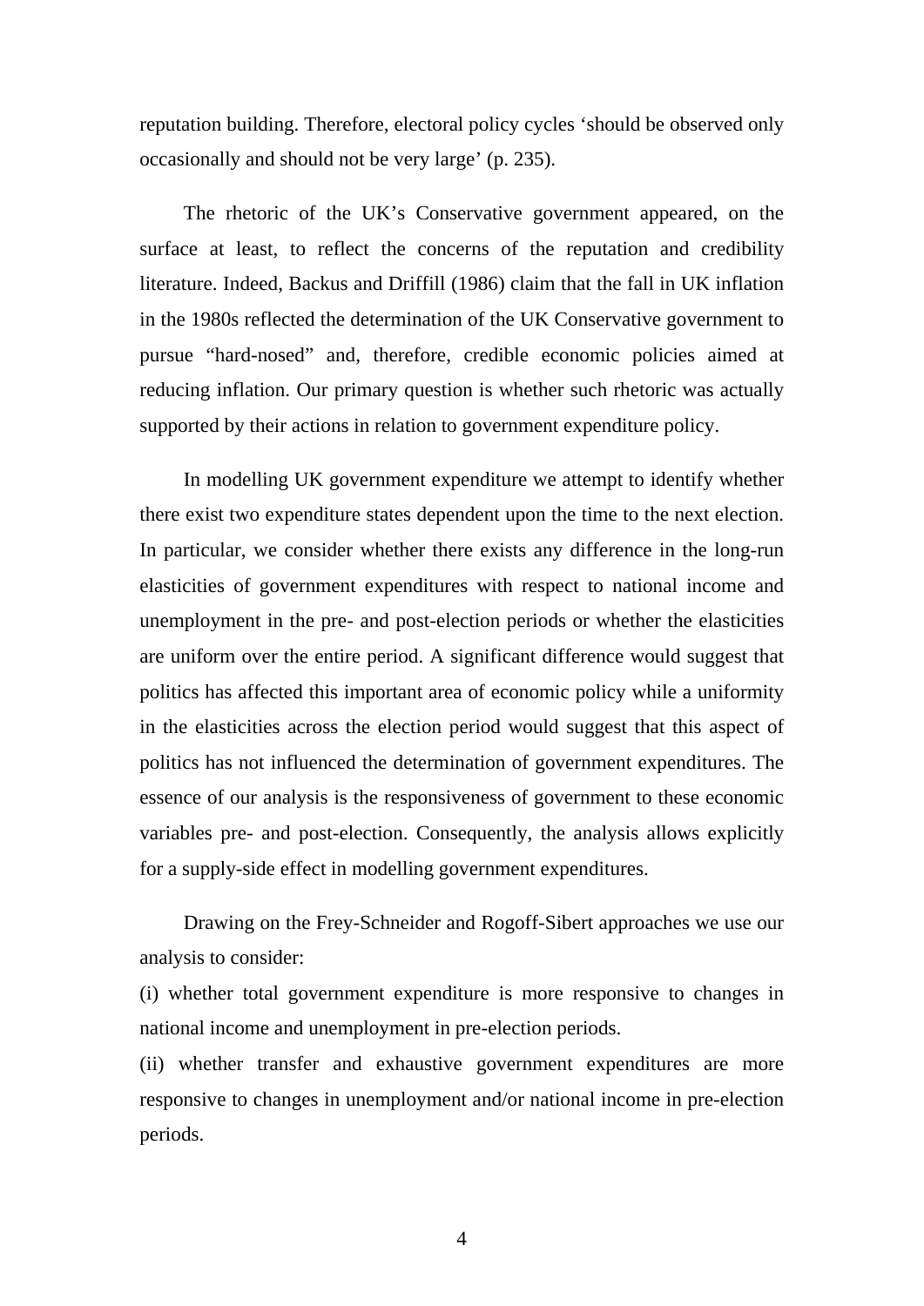reputation building. Therefore, electoral policy cycles ‘should be observed only occasionally and should not be very large’ (p. 235).

The rhetoric of the UK’s Conservative government appeared, on the surface at least, to reflect the concerns of the reputation and credibility literature. Indeed, Backus and Driffill (1986) claim that the fall in UK inflation in the 1980s reflected the determination of the UK Conservative government to pursue “hard-nosed” and, therefore, credible economic policies aimed at reducing inflation. Our primary question is whether such rhetoric was actually supported by their actions in relation to government expenditure policy.

In modelling UK government expenditure we attempt to identify whether there exist two expenditure states dependent upon the time to the next election. In particular, we consider whether there exists any difference in the long-run elasticities of government expenditures with respect to national income and unemployment in the pre- and post-election periods or whether the elasticities are uniform over the entire period. A significant difference would suggest that politics has affected this important area of economic policy while a uniformity in the elasticities across the election period would suggest that this aspect of politics has not influenced the determination of government expenditures. The essence of our analysis is the responsiveness of government to these economic variables pre- and post-election. Consequently, the analysis allows explicitly for a supply-side effect in modelling government expenditures.

Drawing on the Frey-Schneider and Rogoff-Sibert approaches we use our analysis to consider:

(i) whether total government expenditure is more responsive to changes in national income and unemployment in pre-election periods.

(ii) whether transfer and exhaustive government expenditures are more responsive to changes in unemployment and/or national income in pre-election periods.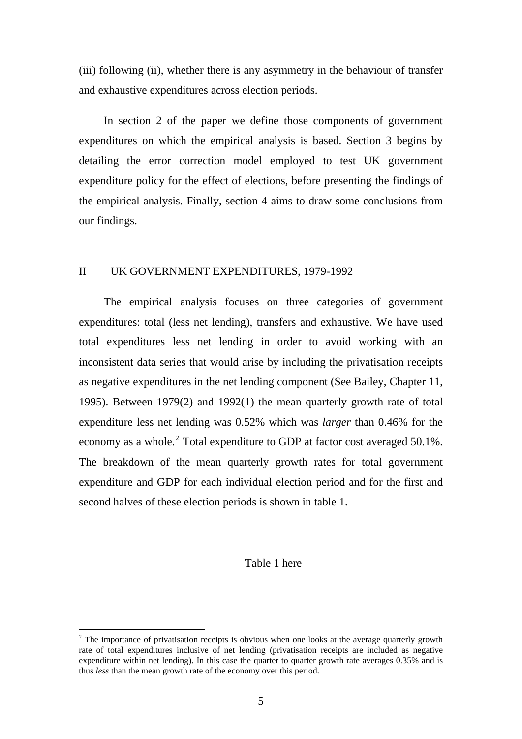(iii) following (ii), whether there is any asymmetry in the behaviour of transfer and exhaustive expenditures across election periods.

In section 2 of the paper we define those components of government expenditures on which the empirical analysis is based. Section 3 begins by detailing the error correction model employed to test UK government expenditure policy for the effect of elections, before presenting the findings of the empirical analysis. Finally, section 4 aims to draw some conclusions from our findings.

## II UK GOVERNMENT EXPENDITURES, 1979-1992

The empirical analysis focuses on three categories of government expenditures: total (less net lending), transfers and exhaustive. We have used total expenditures less net lending in order to avoid working with an inconsistent data series that would arise by including the privatisation receipts as negative expenditures in the net lending component (See Bailey, Chapter 11, 1995). Between 1979(2) and 1992(1) the mean quarterly growth rate of total expenditure less net lending was 0.52% which was *larger* than 0.46% for the economy as a whole.[2] Total expenditure to GDP at factor cost averaged 50.1%. The breakdown of the mean quarterly growth rates for total government expenditure and GDP for each individual election period and for the first and second halves of these election periods is shown in table 1.

Table 1 here

[2] The importance of privatisation receipts is obvious when one looks at the average quarterly growth rate of total expenditures inclusive of net lending (privatisation receipts are included as negative expenditure within net lending). In this case the quarter to quarter growth rate averages 0.35% and is thus *less* than the mean growth rate of the economy over this period.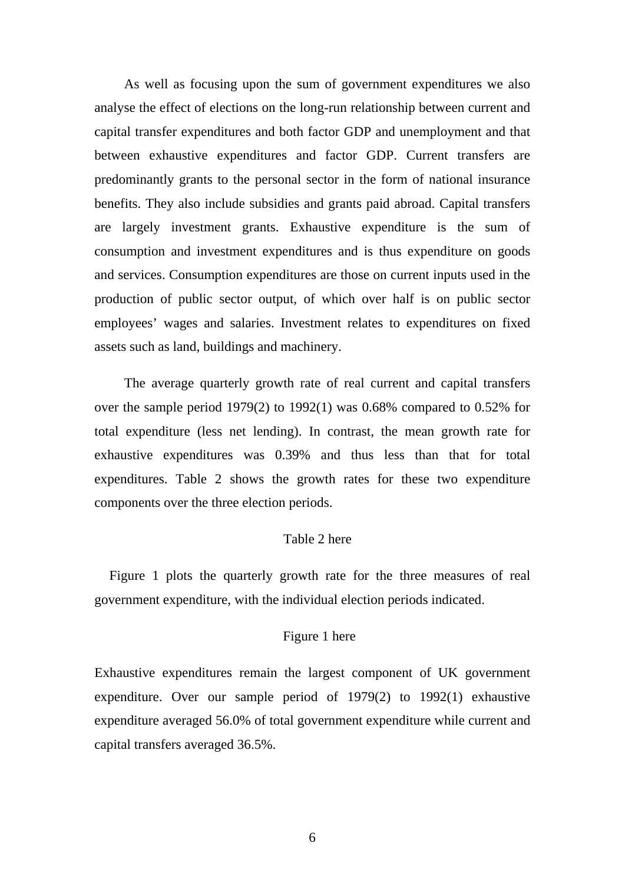As well as focusing upon the sum of government expenditures we also analyse the effect of elections on the long-run relationship between current and capital transfer expenditures and both factor GDP and unemployment and that between exhaustive expenditures and factor GDP. Current transfers are predominantly grants to the personal sector in the form of national insurance benefits. They also include subsidies and grants paid abroad. Capital transfers are largely investment grants. Exhaustive expenditure is the sum of consumption and investment expenditures and is thus expenditure on goods and services. Consumption expenditures are those on current inputs used in the production of public sector output, of which over half is on public sector employees' wages and salaries. Investment relates to expenditures on fixed assets such as land, buildings and machinery.

The average quarterly growth rate of real current and capital transfers over the sample period 1979(2) to 1992(1) was 0.68% compared to 0.52% for total expenditure (less net lending). In contrast, the mean growth rate for exhaustive expenditures was 0.39% and thus less than that for total expenditures. Table 2 shows the growth rates for these two expenditure components over the three election periods.

Table 2 here

Figure 1 plots the quarterly growth rate for the three measures of real government expenditure, with the individual election periods indicated.

Figure 1 here

Exhaustive expenditures remain the largest component of UK government expenditure. Over our sample period of 1979(2) to 1992(1) exhaustive expenditure averaged 56.0% of total government expenditure while current and capital transfers averaged 36.5%.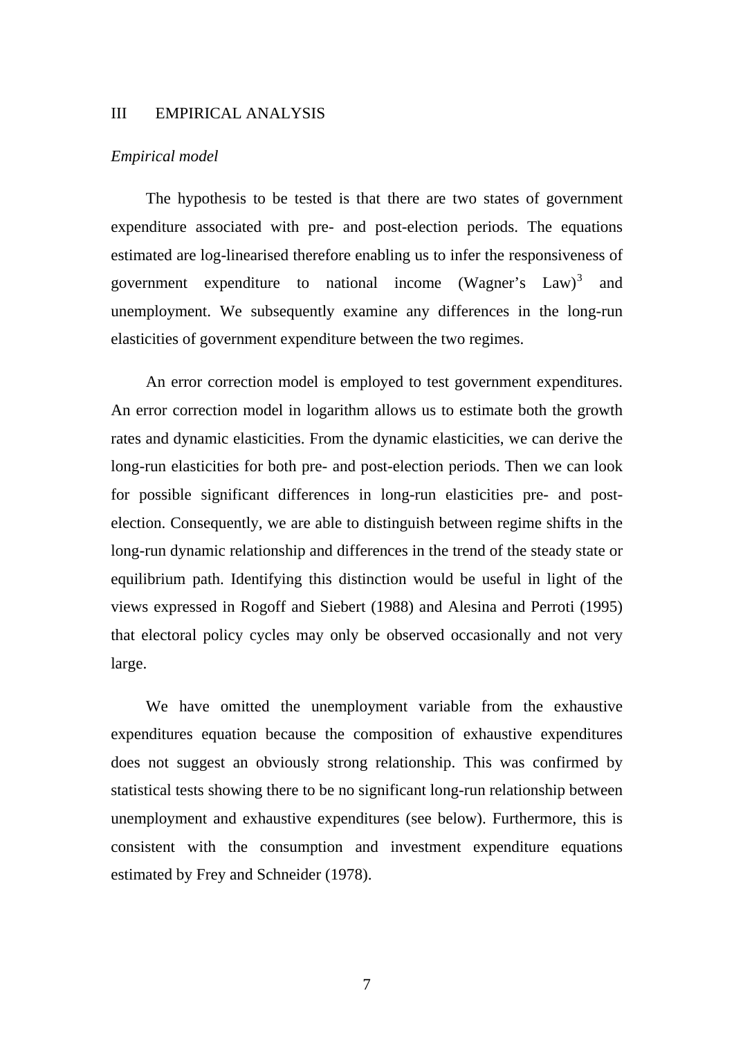## III EMPIRICAL ANALYSIS

*Empirical model*

The hypothesis to be tested is that there are two states of government expenditure associated with pre- and post-election periods. The equations estimated are log-linearised therefore enabling us to infer the responsiveness of government expenditure to national income (Wagner's Law)[3] and unemployment. We subsequently examine any differences in the long-run elasticities of government expenditure between the two regimes.

An error correction model is employed to test government expenditures. An error correction model in logarithm allows us to estimate both the growth rates and dynamic elasticities. From the dynamic elasticities, we can derive the long-run elasticities for both pre- and post-election periods. Then we can look for possible significant differences in long-run elasticities pre- and post-election. Consequently, we are able to distinguish between regime shifts in the long-run dynamic relationship and differences in the trend of the steady state or equilibrium path. Identifying this distinction would be useful in light of the views expressed in Rogoff and Siebert (1988) and Alesina and Perroti (1995) that electoral policy cycles may only be observed occasionally and not very large.

We have omitted the unemployment variable from the exhaustive expenditures equation because the composition of exhaustive expenditures does not suggest an obviously strong relationship. This was confirmed by statistical tests showing there to be no significant long-run relationship between unemployment and exhaustive expenditures (see below). Furthermore, this is consistent with the consumption and investment expenditure equations estimated by Frey and Schneider (1978).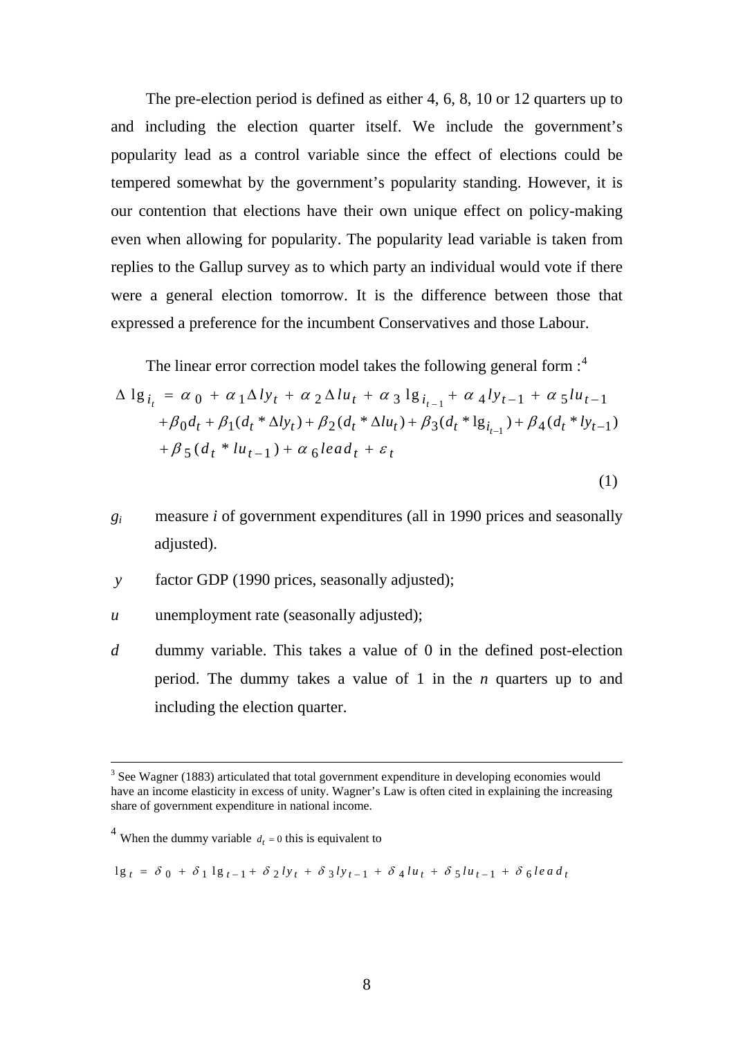The pre-election period is defined as either 4, 6, 8, 10 or 12 quarters up to and including the election quarter itself. We include the government's popularity lead as a control variable since the effect of elections could be tempered somewhat by the government's popularity standing. However, it is our contention that elections have their own unique effect on policy-making even when allowing for popularity. The popularity lead variable is taken from replies to the Gallup survey as to which party an individual would vote if there were a general election tomorrow. It is the difference between those that expressed a preference for the incumbent Conservatives and those Labour.

The linear error correction model takes the following general form :[4]

$$
\begin{aligned}
\Delta \lg_{i_t} = {} & \alpha_0 + \alpha_1 \Delta ly_t + \alpha_2 \Delta lu_t + \alpha_3 \lg_{i_{t-1}} + \alpha_4 ly_{t-1} + \alpha_5 lu_{t-1} \\
& + \beta_0 d_t + \beta_1 (d_t * \Delta ly_t) + \beta_2 (d_t * \Delta lu_t) + \beta_3 (d_t * \lg_{i_{t-1}}) + \beta_4 (d_t * ly_{t-1}) \\
& + \beta_5 (d_t * lu_{t-1}) + \alpha_6 lead_t + \varepsilon_t
\end{aligned} \tag{1}
$$

- $g_i$ measure $i$ of government expenditures (all in 1990 prices and seasonally adjusted).
- $y$ factor GDP (1990 prices, seasonally adjusted);
- $u$ unemployment rate (seasonally adjusted);
- $d$ dummy variable. This takes a value of 0 in the defined post-election period. The dummy takes a value of 1 in the $n$ quarters up to and including the election quarter.

---

[3] See Wagner (1883) articulated that total government expenditure in developing economies would have an income elasticity in excess of unity. Wagner's Law is often cited in explaining the increasing share of government expenditure in national income.

[4] When the dummy variable $d_t = 0$ this is equivalent to

$$
\lg_t = \delta_0 + \delta_1 \lg_{t-1} + \delta_2 ly_t + \delta_3 ly_{t-1} + \delta_4 lu_t + \delta_5 lu_{t-1} + \delta_6 lead_t
$$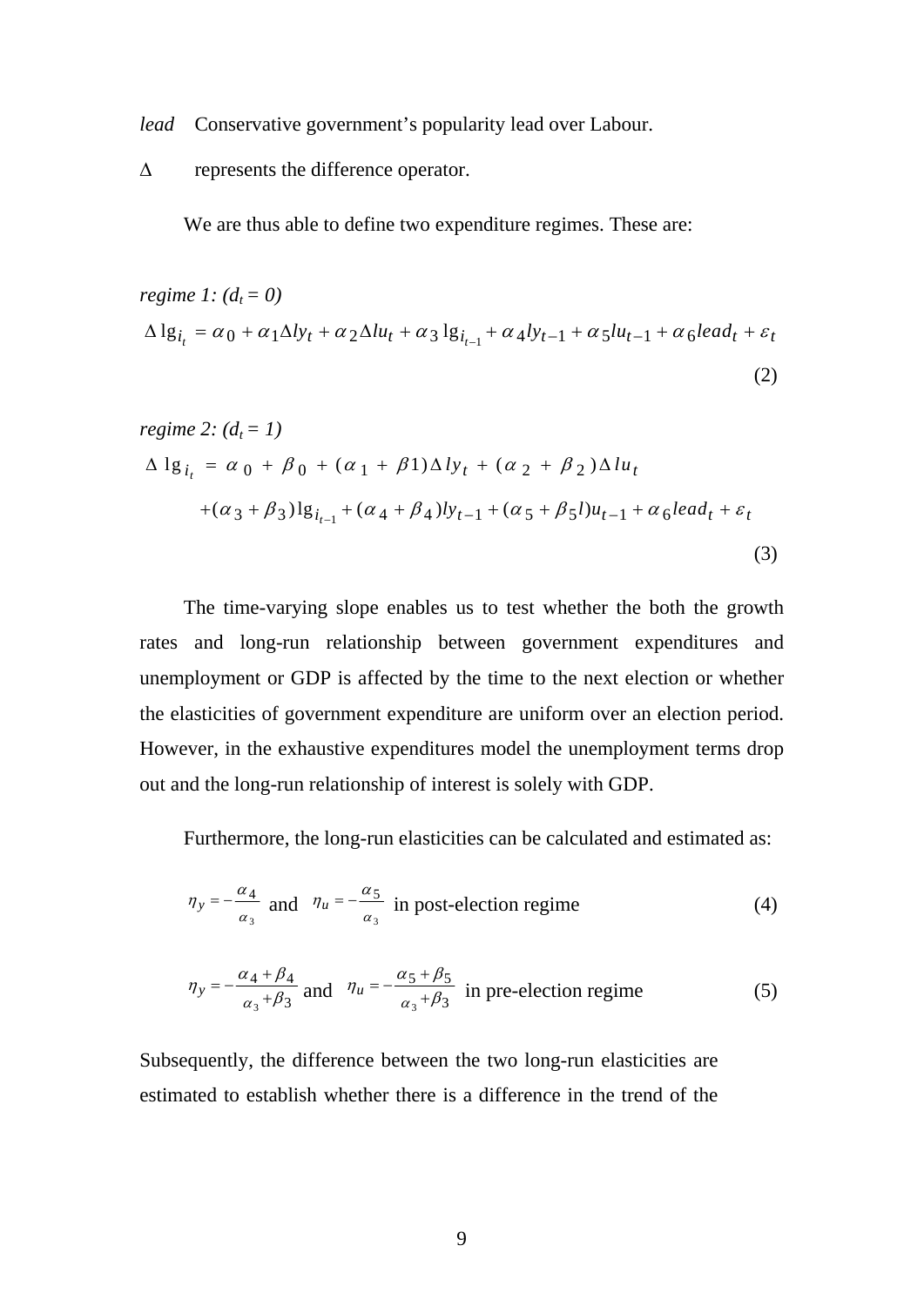*lead* Conservative government's popularity lead over Labour.

$\Delta$ represents the difference operator.

We are thus able to define two expenditure regimes. These are:

*regime 1: ($d_t$ = 0)*

$$\Delta \lg_{i_t} = \alpha_0 + \alpha_1 \Delta ly_t + \alpha_2 \Delta lu_t + \alpha_3 \lg_{i_{t-1}} + \alpha_4 ly_{t-1} + \alpha_5 lu_{t-1} + \alpha_6 lead_t + \varepsilon_t \tag{2}$$

*regime 2: ($d_t$ = 1)*

$$\Delta \lg_{i_t} = \alpha_0 + \beta_0 + (\alpha_1 + \beta 1) \Delta ly_t + (\alpha_2 + \beta_2) \Delta lu_t$$
$$+ (\alpha_3 + \beta_3) \lg_{i_{t-1}} + (\alpha_4 + \beta_4) ly_{t-1} + (\alpha_5 + \beta_5 l) u_{t-1} + \alpha_6 lead_t + \varepsilon_t \tag{3}$$

The time-varying slope enables us to test whether the both the growth rates and long-run relationship between government expenditures and unemployment or GDP is affected by the time to the next election or whether the elasticities of government expenditure are uniform over an election period. However, in the exhaustive expenditures model the unemployment terms drop out and the long-run relationship of interest is solely with GDP.

Furthermore, the long-run elasticities can be calculated and estimated as:

$$\eta_y = -\frac{\alpha_4}{\alpha_3} \text{ and } \eta_u = -\frac{\alpha_5}{\alpha_3} \text{ in post-election regime} \tag{4}$$

$$\eta_y = -\frac{\alpha_4 + \beta_4}{\alpha_3 + \beta_3} \text{ and } \eta_u = -\frac{\alpha_5 + \beta_5}{\alpha_3 + \beta_3} \text{ in pre-election regime} \tag{5}$$

Subsequently, the difference between the two long-run elasticities are estimated to establish whether there is a difference in the trend of the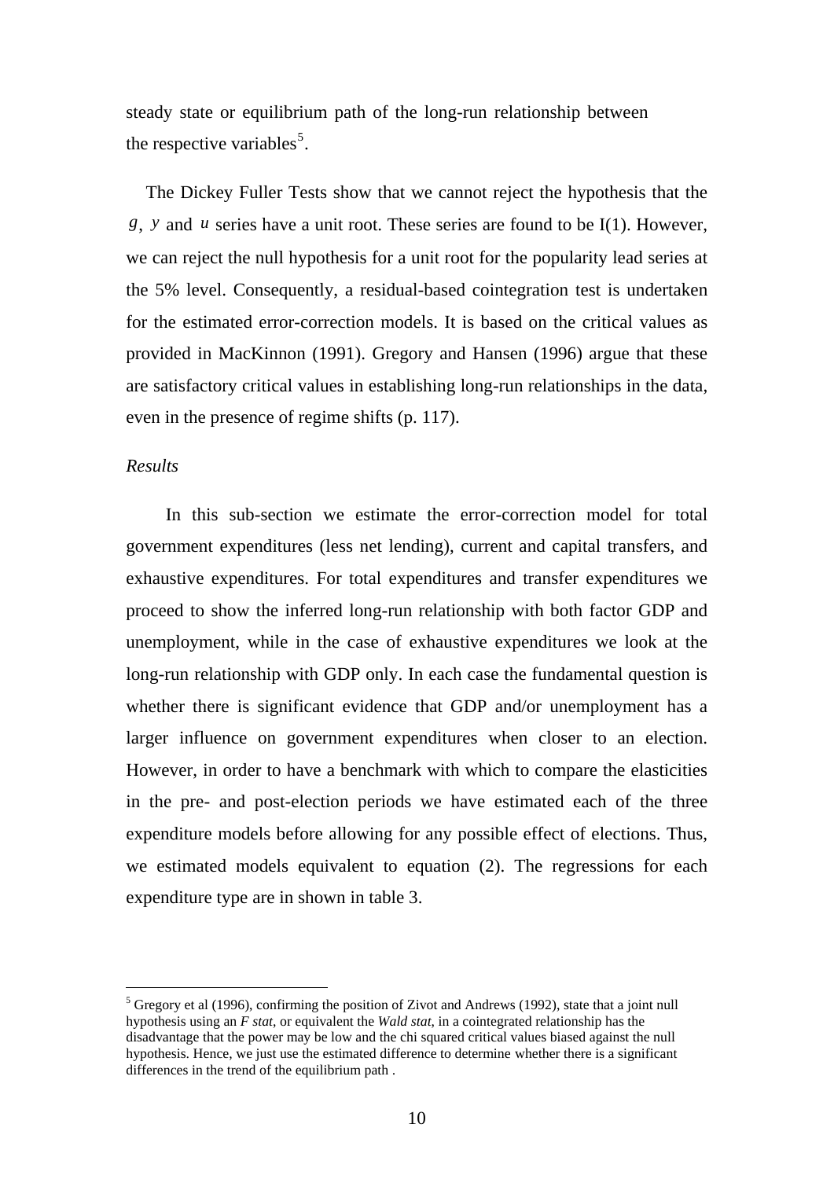steady state or equilibrium path of the long-run relationship between the respective variables[5].

The Dickey Fuller Tests show that we cannot reject the hypothesis that the $g$, $y$ and $u$ series have a unit root. These series are found to be I(1). However, we can reject the null hypothesis for a unit root for the popularity lead series at the 5% level. Consequently, a residual-based cointegration test is undertaken for the estimated error-correction models. It is based on the critical values as provided in MacKinnon (1991). Gregory and Hansen (1996) argue that these are satisfactory critical values in establishing long-run relationships in the data, even in the presence of regime shifts (p. 117).

*Results*

In this sub-section we estimate the error-correction model for total government expenditures (less net lending), current and capital transfers, and exhaustive expenditures. For total expenditures and transfer expenditures we proceed to show the inferred long-run relationship with both factor GDP and unemployment, while in the case of exhaustive expenditures we look at the long-run relationship with GDP only. In each case the fundamental question is whether there is significant evidence that GDP and/or unemployment has a larger influence on government expenditures when closer to an election. However, in order to have a benchmark with which to compare the elasticities in the pre- and post-election periods we have estimated each of the three expenditure models before allowing for any possible effect of elections. Thus, we estimated models equivalent to equation (2). The regressions for each expenditure type are in shown in table 3.

---

[5] Gregory et al (1996), confirming the position of Zivot and Andrews (1992), state that a joint null hypothesis using an *F stat*, or equivalent the *Wald stat*, in a cointegrated relationship has the disadvantage that the power may be low and the chi squared critical values biased against the null hypothesis. Hence, we just use the estimated difference to determine whether there is a significant differences in the trend of the equilibrium path .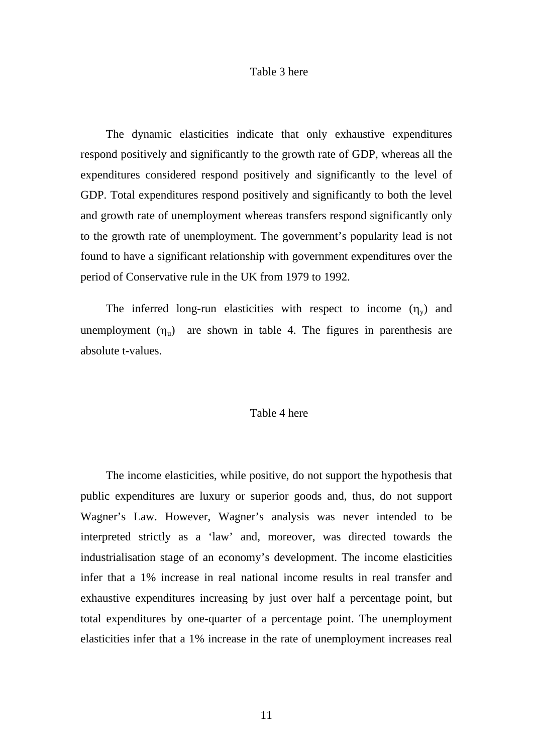Table 3 here

The dynamic elasticities indicate that only exhaustive expenditures respond positively and significantly to the growth rate of GDP, whereas all the expenditures considered respond positively and significantly to the level of GDP. Total expenditures respond positively and significantly to both the level and growth rate of unemployment whereas transfers respond significantly only to the growth rate of unemployment. The government's popularity lead is not found to have a significant relationship with government expenditures over the period of Conservative rule in the UK from 1979 to 1992.

The inferred long-run elasticities with respect to income ($\eta_y$) and unemployment ($\eta_u$) are shown in table 4. The figures in parenthesis are absolute t-values.

Table 4 here

The income elasticities, while positive, do not support the hypothesis that public expenditures are luxury or superior goods and, thus, do not support Wagner's Law. However, Wagner's analysis was never intended to be interpreted strictly as a 'law' and, moreover, was directed towards the industrialisation stage of an economy's development. The income elasticities infer that a 1% increase in real national income results in real transfer and exhaustive expenditures increasing by just over half a percentage point, but total expenditures by one-quarter of a percentage point. The unemployment elasticities infer that a 1% increase in the rate of unemployment increases real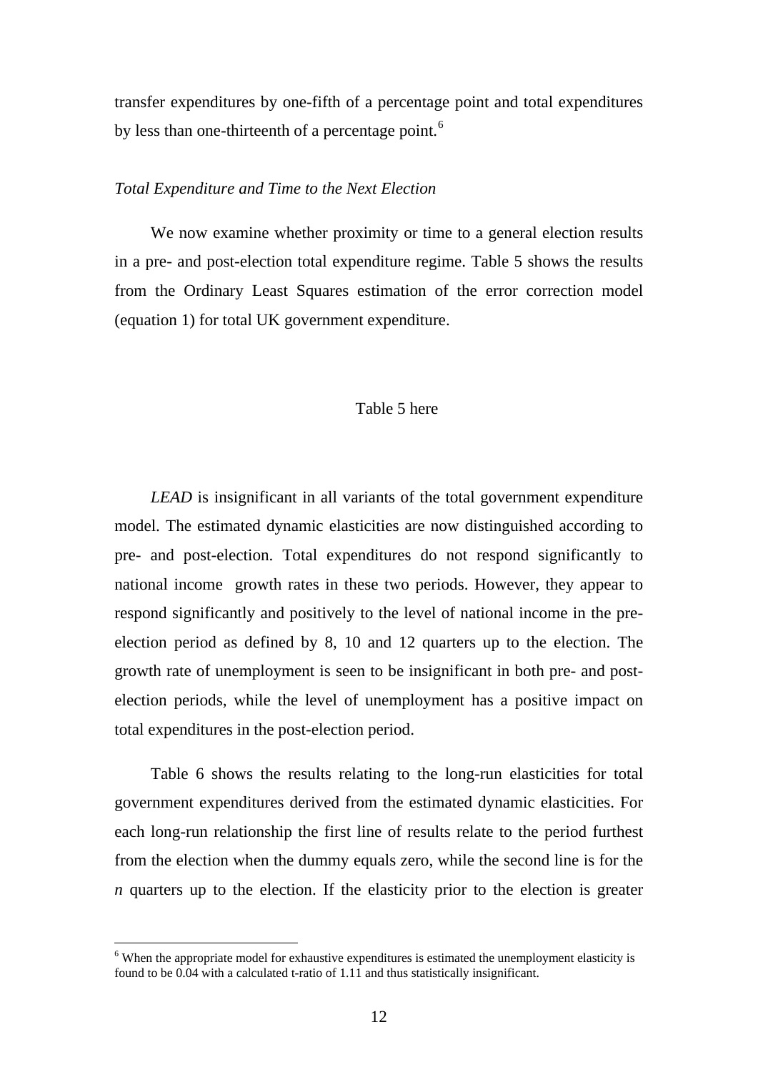transfer expenditures by one-fifth of a percentage point and total expenditures by less than one-thirteenth of a percentage point.[6]

*Total Expenditure and Time to the Next Election*

We now examine whether proximity or time to a general election results in a pre- and post-election total expenditure regime. Table 5 shows the results from the Ordinary Least Squares estimation of the error correction model (equation 1) for total UK government expenditure.

Table 5 here

*LEAD* is insignificant in all variants of the total government expenditure model. The estimated dynamic elasticities are now distinguished according to pre- and post-election. Total expenditures do not respond significantly to national income growth rates in these two periods. However, they appear to respond significantly and positively to the level of national income in the pre-election period as defined by 8, 10 and 12 quarters up to the election. The growth rate of unemployment is seen to be insignificant in both pre- and post-election periods, while the level of unemployment has a positive impact on total expenditures in the post-election period.

Table 6 shows the results relating to the long-run elasticities for total government expenditures derived from the estimated dynamic elasticities. For each long-run relationship the first line of results relate to the period furthest from the election when the dummy equals zero, while the second line is for the *n* quarters up to the election. If the elasticity prior to the election is greater

[6] When the appropriate model for exhaustive expenditures is estimated the unemployment elasticity is found to be 0.04 with a calculated t-ratio of 1.11 and thus statistically insignificant.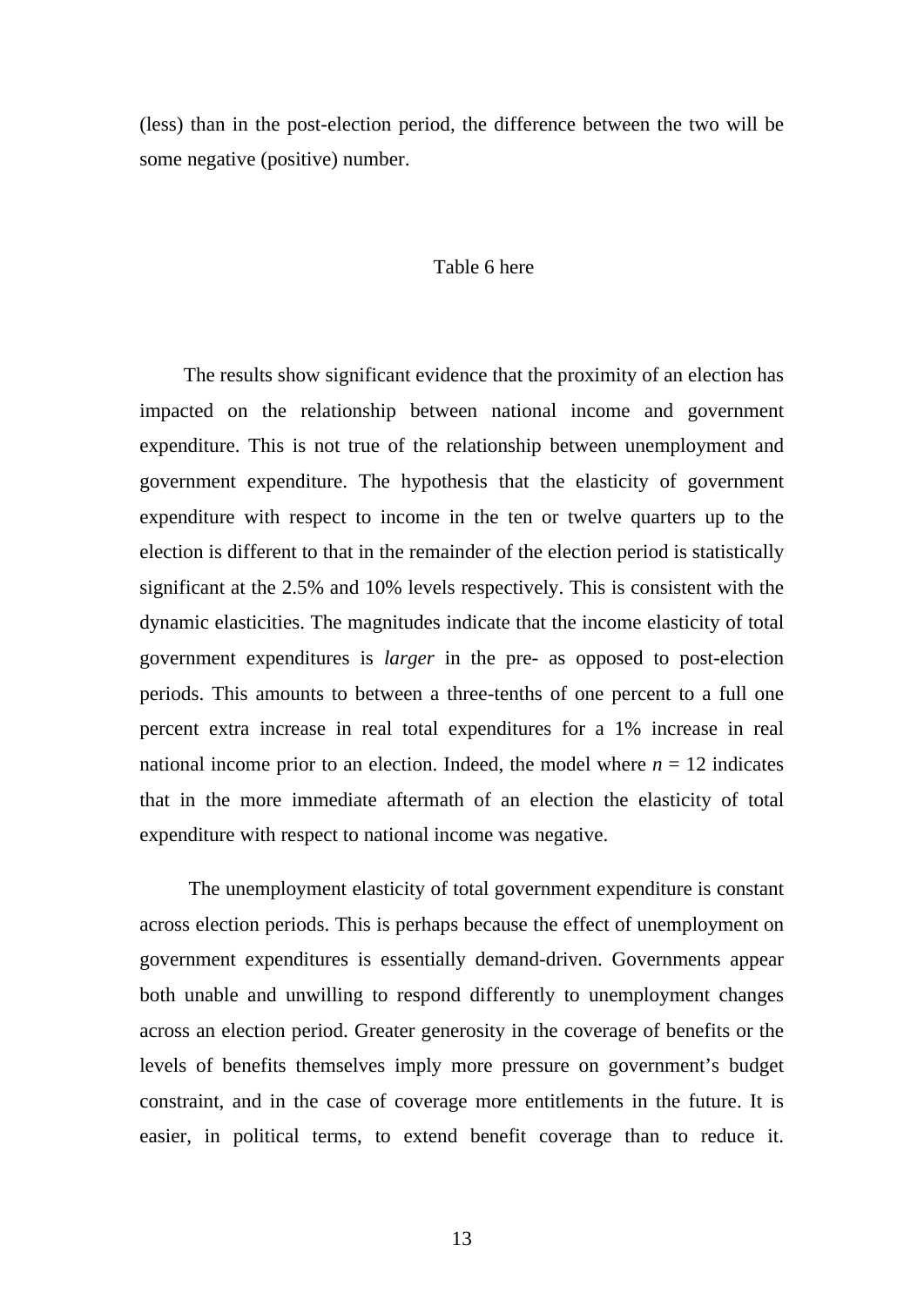(less) than in the post-election period, the difference between the two will be some negative (positive) number.

Table 6 here

The results show significant evidence that the proximity of an election has impacted on the relationship between national income and government expenditure. This is not true of the relationship between unemployment and government expenditure. The hypothesis that the elasticity of government expenditure with respect to income in the ten or twelve quarters up to the election is different to that in the remainder of the election period is statistically significant at the 2.5% and 10% levels respectively. This is consistent with the dynamic elasticities. The magnitudes indicate that the income elasticity of total government expenditures is *larger* in the pre- as opposed to post-election periods. This amounts to between a three-tenths of one percent to a full one percent extra increase in real total expenditures for a 1% increase in real national income prior to an election. Indeed, the model where $n = 12$ indicates that in the more immediate aftermath of an election the elasticity of total expenditure with respect to national income was negative.

The unemployment elasticity of total government expenditure is constant across election periods. This is perhaps because the effect of unemployment on government expenditures is essentially demand-driven. Governments appear both unable and unwilling to respond differently to unemployment changes across an election period. Greater generosity in the coverage of benefits or the levels of benefits themselves imply more pressure on government's budget constraint, and in the case of coverage more entitlements in the future. It is easier, in political terms, to extend benefit coverage than to reduce it.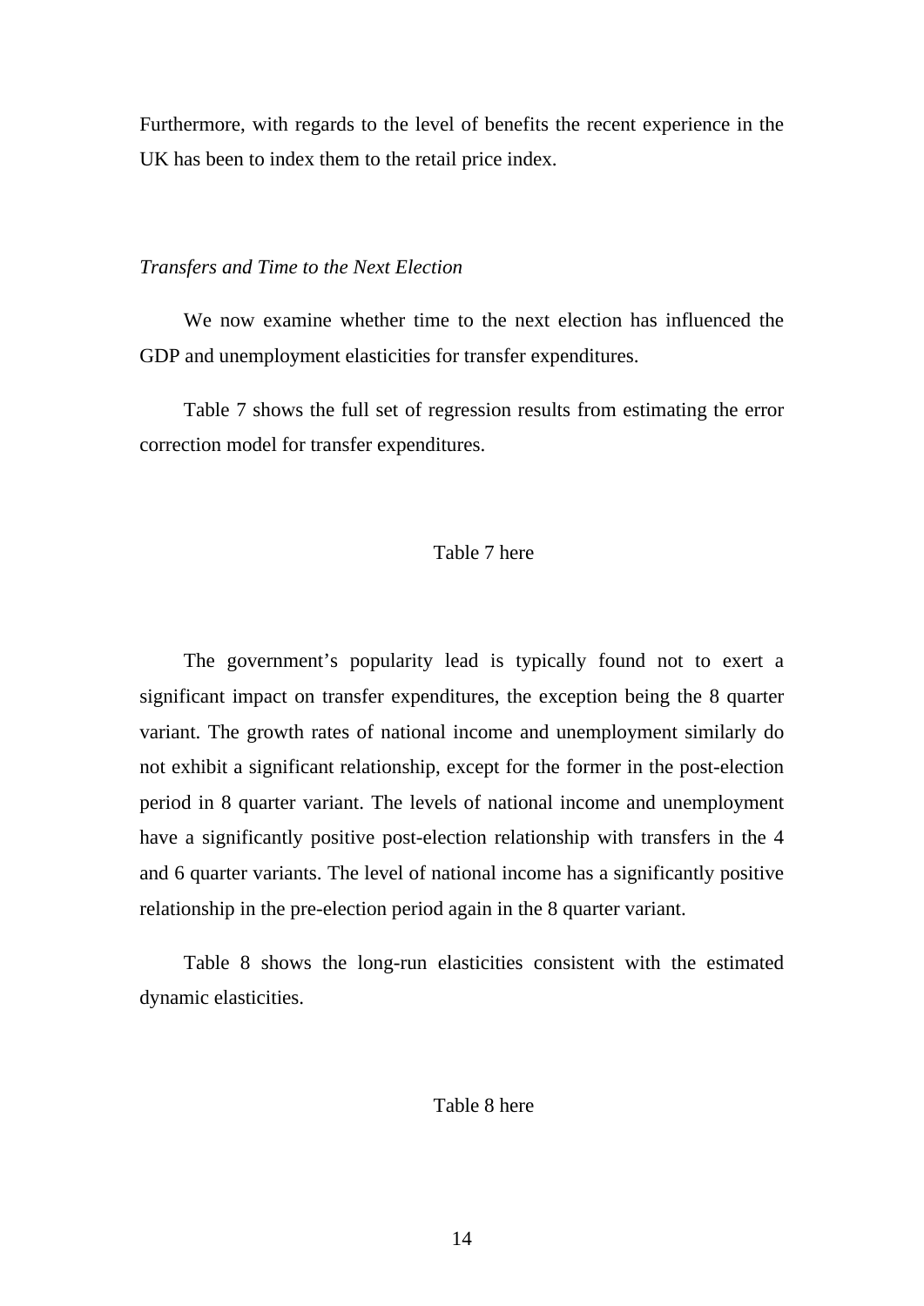Furthermore, with regards to the level of benefits the recent experience in the UK has been to index them to the retail price index.

*Transfers and Time to the Next Election*

We now examine whether time to the next election has influenced the GDP and unemployment elasticities for transfer expenditures.

Table 7 shows the full set of regression results from estimating the error correction model for transfer expenditures.

Table 7 here

The government's popularity lead is typically found not to exert a significant impact on transfer expenditures, the exception being the 8 quarter variant. The growth rates of national income and unemployment similarly do not exhibit a significant relationship, except for the former in the post-election period in 8 quarter variant. The levels of national income and unemployment have a significantly positive post-election relationship with transfers in the 4 and 6 quarter variants. The level of national income has a significantly positive relationship in the pre-election period again in the 8 quarter variant.

Table 8 shows the long-run elasticities consistent with the estimated dynamic elasticities.

Table 8 here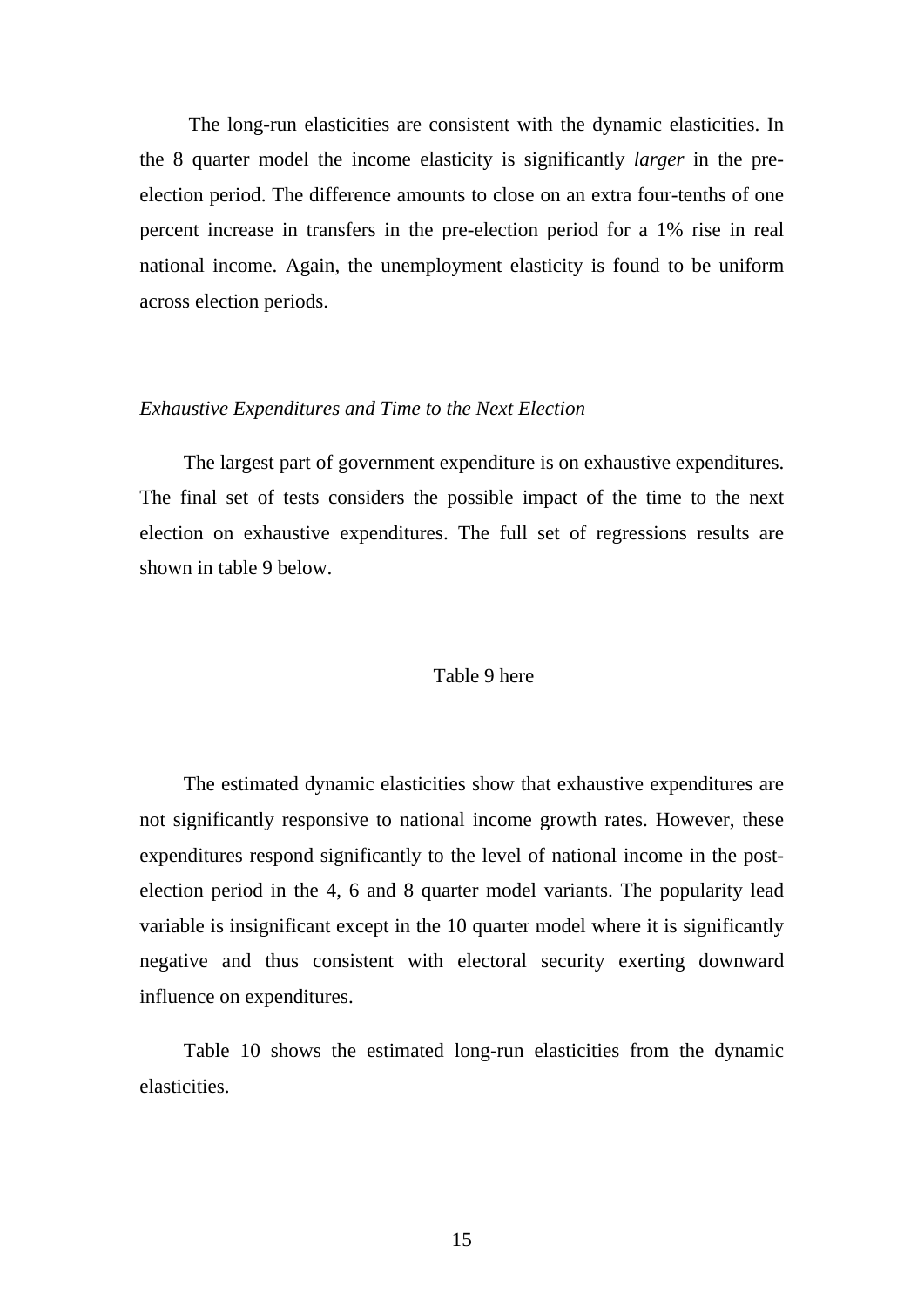The long-run elasticities are consistent with the dynamic elasticities. In the 8 quarter model the income elasticity is significantly *larger* in the pre-election period. The difference amounts to close on an extra four-tenths of one percent increase in transfers in the pre-election period for a 1% rise in real national income. Again, the unemployment elasticity is found to be uniform across election periods.

*Exhaustive Expenditures and Time to the Next Election*

The largest part of government expenditure is on exhaustive expenditures. The final set of tests considers the possible impact of the time to the next election on exhaustive expenditures. The full set of regressions results are shown in table 9 below.

Table 9 here

The estimated dynamic elasticities show that exhaustive expenditures are not significantly responsive to national income growth rates. However, these expenditures respond significantly to the level of national income in the post-election period in the 4, 6 and 8 quarter model variants. The popularity lead variable is insignificant except in the 10 quarter model where it is significantly negative and thus consistent with electoral security exerting downward influence on expenditures.

Table 10 shows the estimated long-run elasticities from the dynamic elasticities.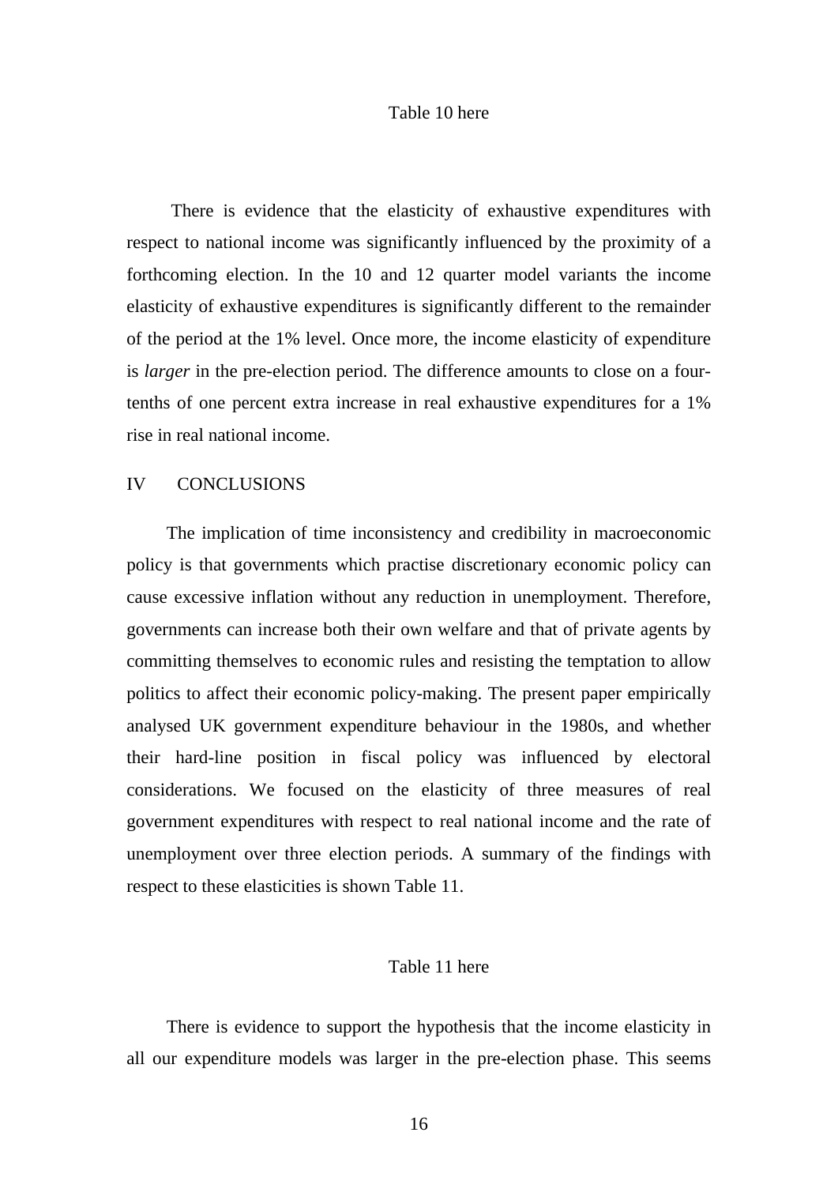Table 10 here

There is evidence that the elasticity of exhaustive expenditures with respect to national income was significantly influenced by the proximity of a forthcoming election. In the 10 and 12 quarter model variants the income elasticity of exhaustive expenditures is significantly different to the remainder of the period at the 1% level. Once more, the income elasticity of expenditure is *larger* in the pre-election period. The difference amounts to close on a four-tenths of one percent extra increase in real exhaustive expenditures for a 1% rise in real national income.

## IV CONCLUSIONS

The implication of time inconsistency and credibility in macroeconomic policy is that governments which practise discretionary economic policy can cause excessive inflation without any reduction in unemployment. Therefore, governments can increase both their own welfare and that of private agents by committing themselves to economic rules and resisting the temptation to allow politics to affect their economic policy-making. The present paper empirically analysed UK government expenditure behaviour in the 1980s, and whether their hard-line position in fiscal policy was influenced by electoral considerations. We focused on the elasticity of three measures of real government expenditures with respect to real national income and the rate of unemployment over three election periods. A summary of the findings with respect to these elasticities is shown Table 11.

Table 11 here

There is evidence to support the hypothesis that the income elasticity in all our expenditure models was larger in the pre-election phase. This seems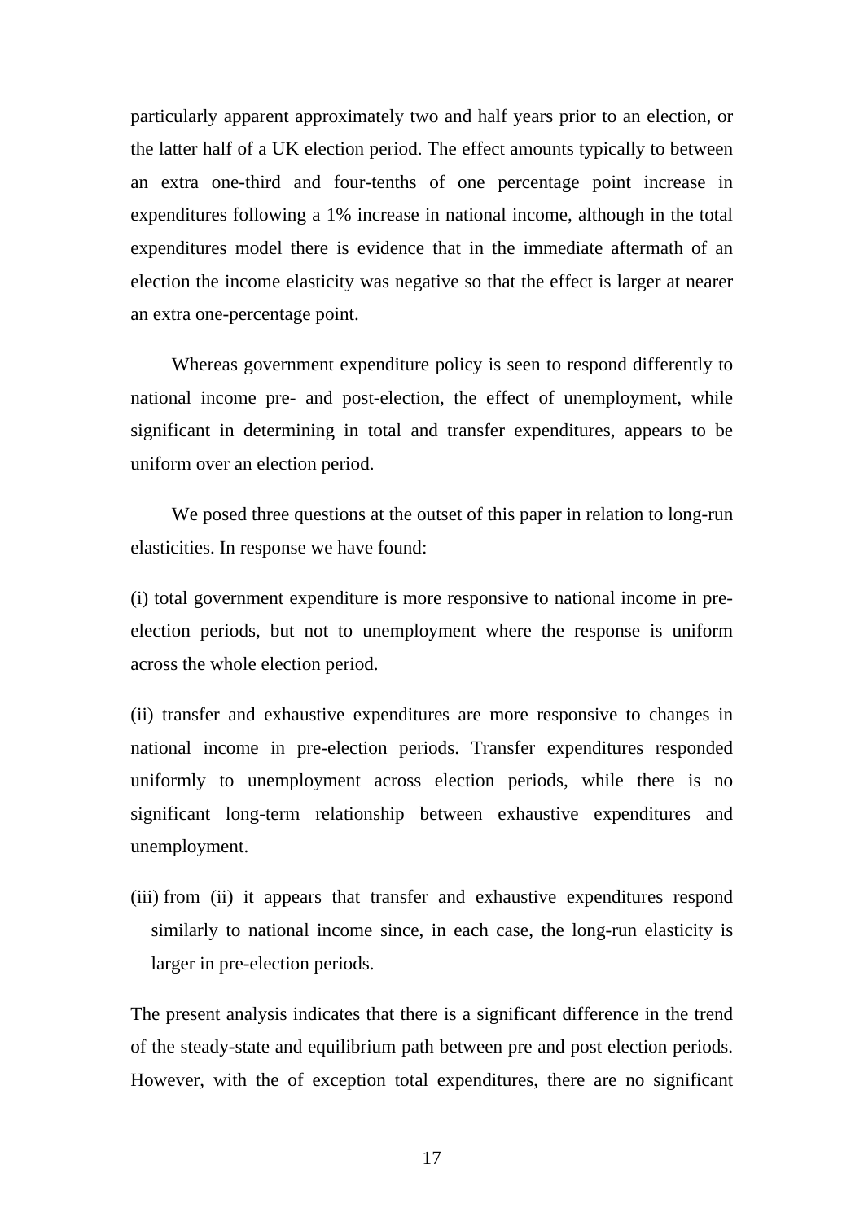particularly apparent approximately two and half years prior to an election, or the latter half of a UK election period. The effect amounts typically to between an extra one-third and four-tenths of one percentage point increase in expenditures following a 1% increase in national income, although in the total expenditures model there is evidence that in the immediate aftermath of an election the income elasticity was negative so that the effect is larger at nearer an extra one-percentage point.

Whereas government expenditure policy is seen to respond differently to national income pre- and post-election, the effect of unemployment, while significant in determining in total and transfer expenditures, appears to be uniform over an election period.

We posed three questions at the outset of this paper in relation to long-run elasticities. In response we have found:

(i) total government expenditure is more responsive to national income in pre-election periods, but not to unemployment where the response is uniform across the whole election period.

(ii) transfer and exhaustive expenditures are more responsive to changes in national income in pre-election periods. Transfer expenditures responded uniformly to unemployment across election periods, while there is no significant long-term relationship between exhaustive expenditures and unemployment.

(iii) from (ii) it appears that transfer and exhaustive expenditures respond similarly to national income since, in each case, the long-run elasticity is larger in pre-election periods.

The present analysis indicates that there is a significant difference in the trend of the steady-state and equilibrium path between pre and post election periods. However, with the of exception total expenditures, there are no significant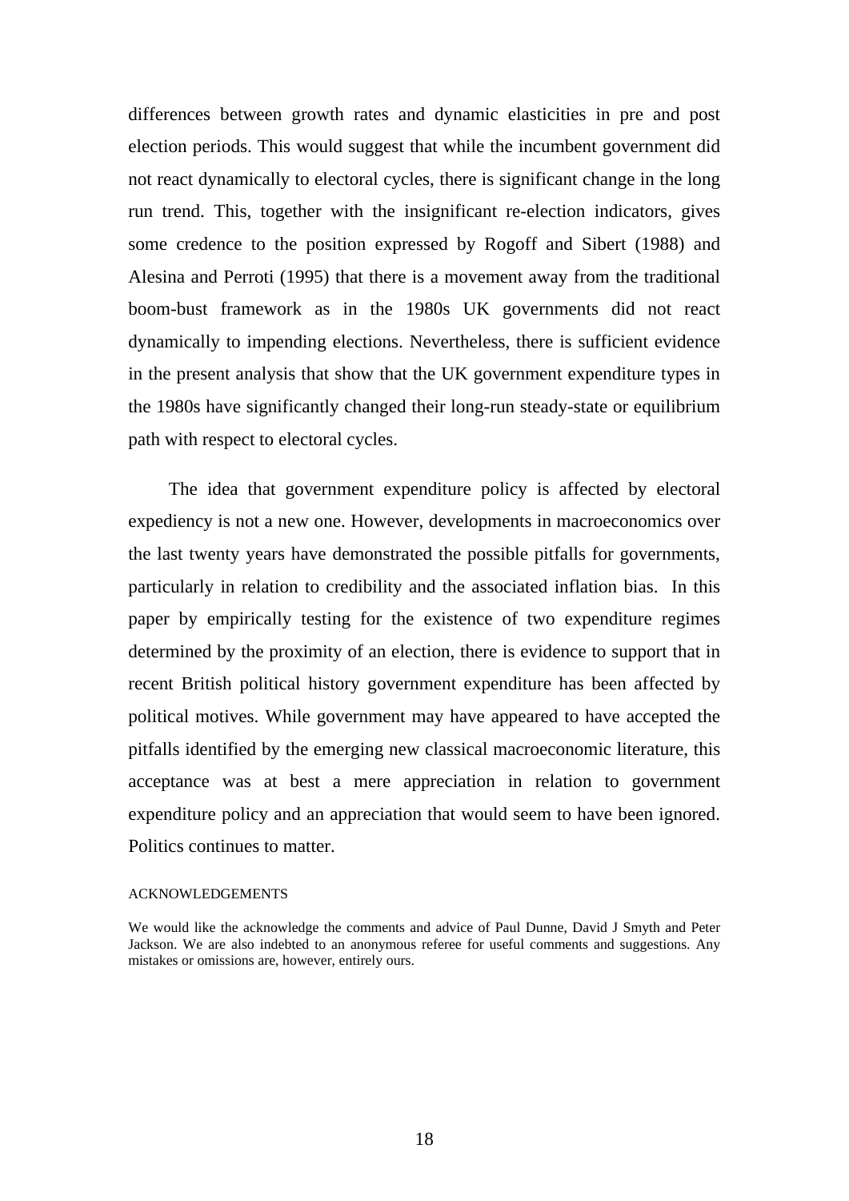differences between growth rates and dynamic elasticities in pre and post election periods. This would suggest that while the incumbent government did not react dynamically to electoral cycles, there is significant change in the long run trend. This, together with the insignificant re-election indicators, gives some credence to the position expressed by Rogoff and Sibert (1988) and Alesina and Perroti (1995) that there is a movement away from the traditional boom-bust framework as in the 1980s UK governments did not react dynamically to impending elections. Nevertheless, there is sufficient evidence in the present analysis that show that the UK government expenditure types in the 1980s have significantly changed their long-run steady-state or equilibrium path with respect to electoral cycles.

The idea that government expenditure policy is affected by electoral expediency is not a new one. However, developments in macroeconomics over the last twenty years have demonstrated the possible pitfalls for governments, particularly in relation to credibility and the associated inflation bias. In this paper by empirically testing for the existence of two expenditure regimes determined by the proximity of an election, there is evidence to support that in recent British political history government expenditure has been affected by political motives. While government may have appeared to have accepted the pitfalls identified by the emerging new classical macroeconomic literature, this acceptance was at best a mere appreciation in relation to government expenditure policy and an appreciation that would seem to have been ignored. Politics continues to matter.

ACKNOWLEDGEMENTS

We would like the acknowledge the comments and advice of Paul Dunne, David J Smyth and Peter Jackson. We are also indebted to an anonymous referee for useful comments and suggestions. Any mistakes or omissions are, however, entirely ours.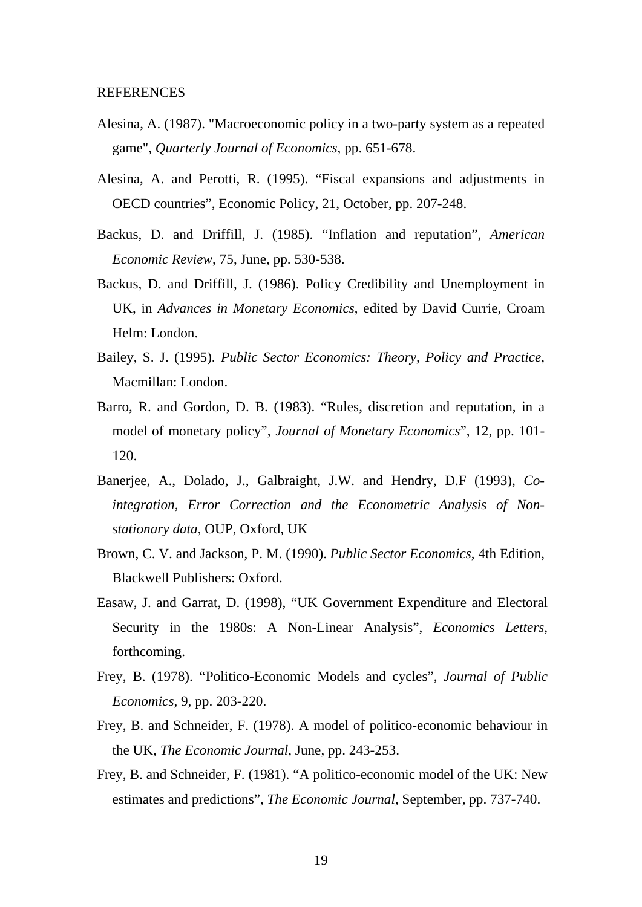REFERENCES

Alesina, A. (1987). "Macroeconomic policy in a two-party system as a repeated game", *Quarterly Journal of Economics*, pp. 651-678.

Alesina, A. and Perotti, R. (1995). "Fiscal expansions and adjustments in OECD countries", Economic Policy, 21, October, pp. 207-248.

Backus, D. and Driffill, J. (1985). "Inflation and reputation", *American Economic Review*, 75, June, pp. 530-538.

Backus, D. and Driffill, J. (1986). Policy Credibility and Unemployment in UK, in *Advances in Monetary Economics*, edited by David Currie, Croam Helm: London.

Bailey, S. J. (1995). *Public Sector Economics: Theory, Policy and Practice*, Macmillan: London.

Barro, R. and Gordon, D. B. (1983). "Rules, discretion and reputation, in a model of monetary policy", *Journal of Monetary Economics*", 12, pp. 101-120.

Banerjee, A., Dolado, J., Galbraight, J.W. and Hendry, D.F (1993), *Co-integration, Error Correction and the Econometric Analysis of Non-stationary data*, OUP, Oxford, UK

Brown, C. V. and Jackson, P. M. (1990). *Public Sector Economics*, 4th Edition, Blackwell Publishers: Oxford.

Easaw, J. and Garrat, D. (1998), "UK Government Expenditure and Electoral Security in the 1980s: A Non-Linear Analysis", *Economics Letters*, forthcoming.

Frey, B. (1978). "Politico-Economic Models and cycles", *Journal of Public Economics*, 9, pp. 203-220.

Frey, B. and Schneider, F. (1978). A model of politico-economic behaviour in the UK, *The Economic Journal*, June, pp. 243-253.

Frey, B. and Schneider, F. (1981). "A politico-economic model of the UK: New estimates and predictions", *The Economic Journal*, September, pp. 737-740.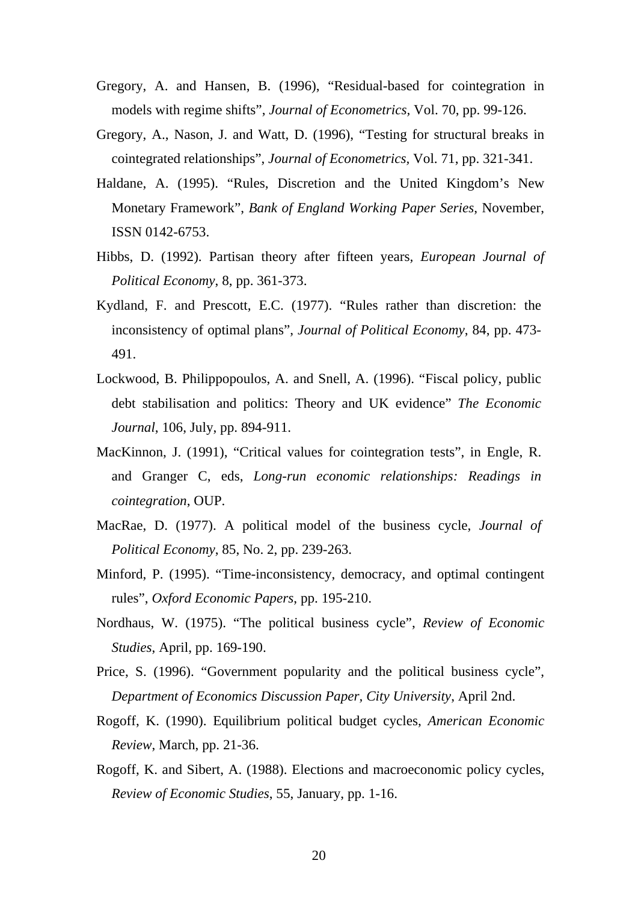Gregory, A. and Hansen, B. (1996), "Residual-based for cointegration in models with regime shifts", *Journal of Econometrics*, Vol. 70, pp. 99-126.

Gregory, A., Nason, J. and Watt, D. (1996), "Testing for structural breaks in cointegrated relationships", *Journal of Econometrics*, Vol. 71, pp. 321-341.

Haldane, A. (1995). "Rules, Discretion and the United Kingdom's New Monetary Framework", *Bank of England Working Paper Series*, November, ISSN 0142-6753.

Hibbs, D. (1992). Partisan theory after fifteen years, *European Journal of Political Economy*, 8, pp. 361-373.

Kydland, F. and Prescott, E.C. (1977). "Rules rather than discretion: the inconsistency of optimal plans", *Journal of Political Economy*, 84, pp. 473-491.

Lockwood, B. Philippopoulos, A. and Snell, A. (1996). "Fiscal policy, public debt stabilisation and politics: Theory and UK evidence" *The Economic Journal*, 106, July, pp. 894-911.

MacKinnon, J. (1991), "Critical values for cointegration tests", in Engle, R. and Granger C, eds, *Long-run economic relationships: Readings in cointegration*, OUP.

MacRae, D. (1977). A political model of the business cycle, *Journal of Political Economy*, 85, No. 2, pp. 239-263.

Minford, P. (1995). "Time-inconsistency, democracy, and optimal contingent rules", *Oxford Economic Papers*, pp. 195-210.

Nordhaus, W. (1975). "The political business cycle", *Review of Economic Studies*, April, pp. 169-190.

Price, S. (1996). "Government popularity and the political business cycle", *Department of Economics Discussion Paper, City University*, April 2nd.

Rogoff, K. (1990). Equilibrium political budget cycles, *American Economic Review*, March, pp. 21-36.

Rogoff, K. and Sibert, A. (1988). Elections and macroeconomic policy cycles, *Review of Economic Studies*, 55, January, pp. 1-16.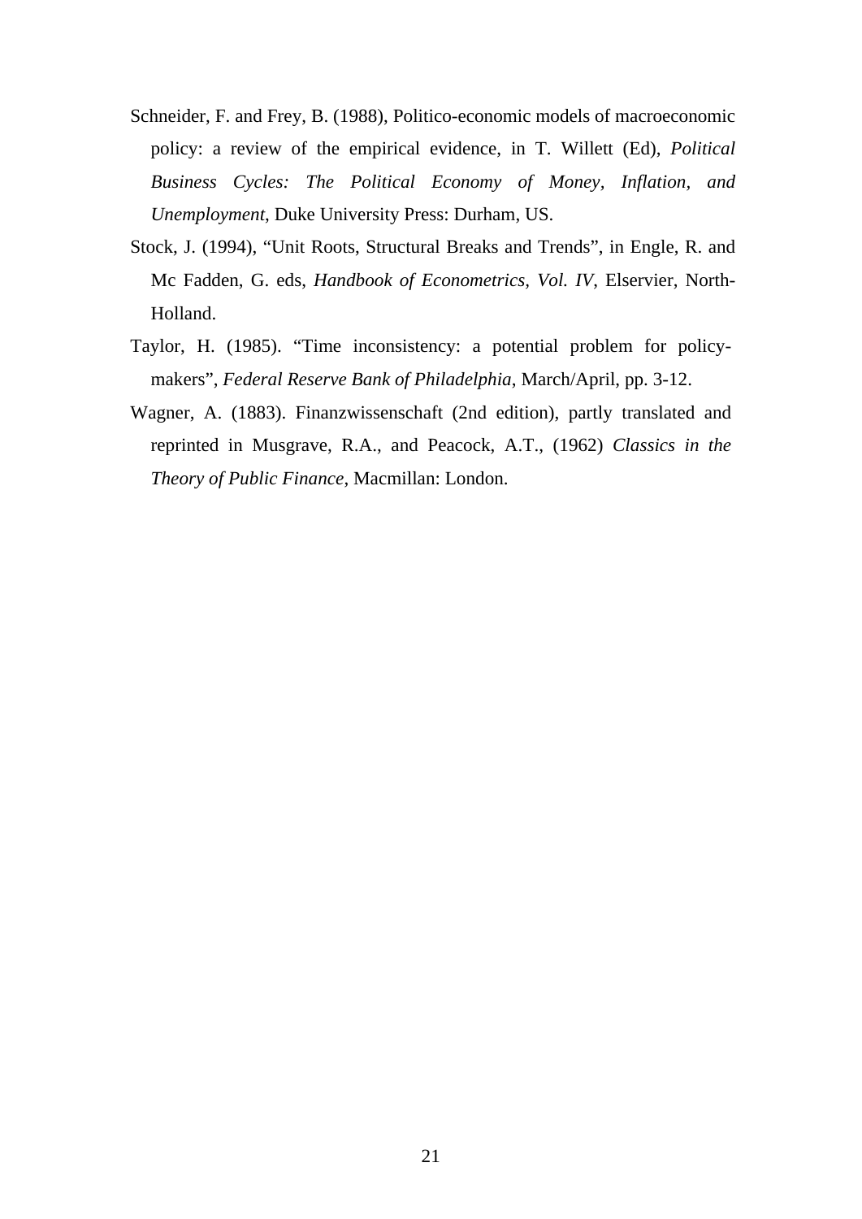Schneider, F. and Frey, B. (1988), Politico-economic models of macroeconomic policy: a review of the empirical evidence, in T. Willett (Ed), *Political Business Cycles: The Political Economy of Money, Inflation, and Unemployment*, Duke University Press: Durham, US.

Stock, J. (1994), "Unit Roots, Structural Breaks and Trends", in Engle, R. and Mc Fadden, G. eds, *Handbook of Econometrics, Vol. IV*, Elservier, North-Holland.

Taylor, H. (1985). "Time inconsistency: a potential problem for policy-makers", *Federal Reserve Bank of Philadelphia*, March/April, pp. 3-12.

Wagner, A. (1883). Finanzwissenschaft (2nd edition), partly translated and reprinted in Musgrave, R.A., and Peacock, A.T., (1962) *Classics in the Theory of Public Finance*, Macmillan: London.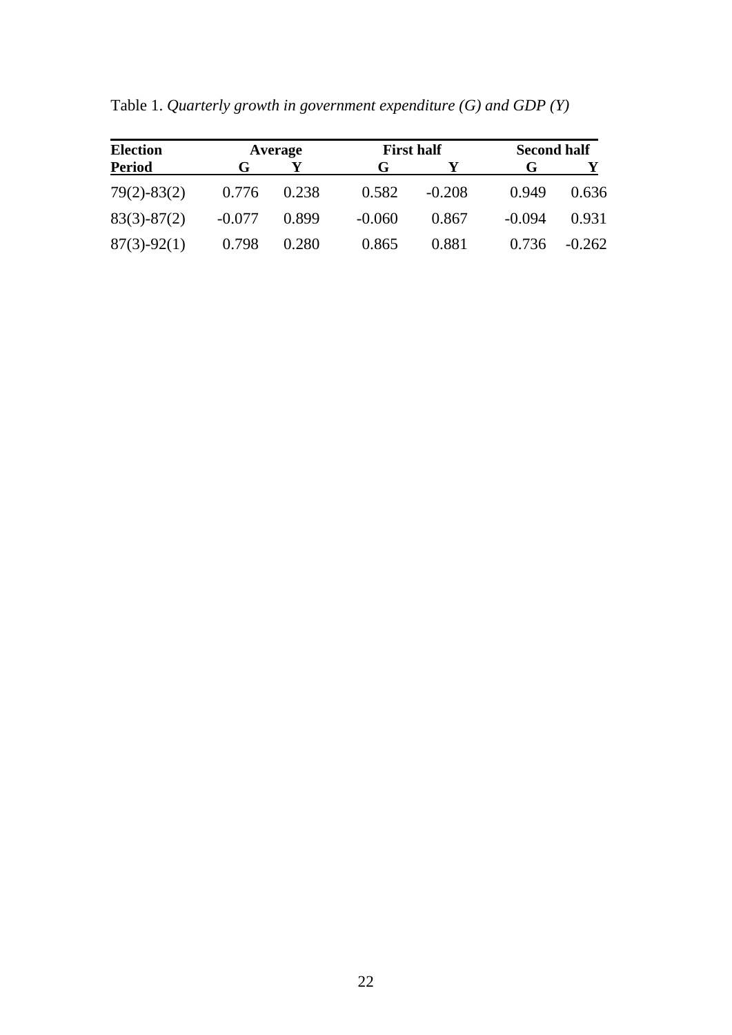Table 1. *Quarterly growth in government expenditure (G) and GDP (Y)*

| **Election** | **Average** | | **First half** | | **Second half** | |
|---|---|---|---|---|---|---|
| **Period** | **G** | **Y** | **G** | **Y** | **G** | **Y** |
| 79(2)-83(2) | 0.776 | 0.238 | 0.582 | -0.208 | 0.949 | 0.636 |
| 83(3)-87(2) | -0.077 | 0.899 | -0.060 | 0.867 | -0.094 | 0.931 |
| 87(3)-92(1) | 0.798 | 0.280 | 0.865 | 0.881 | 0.736 | -0.262 |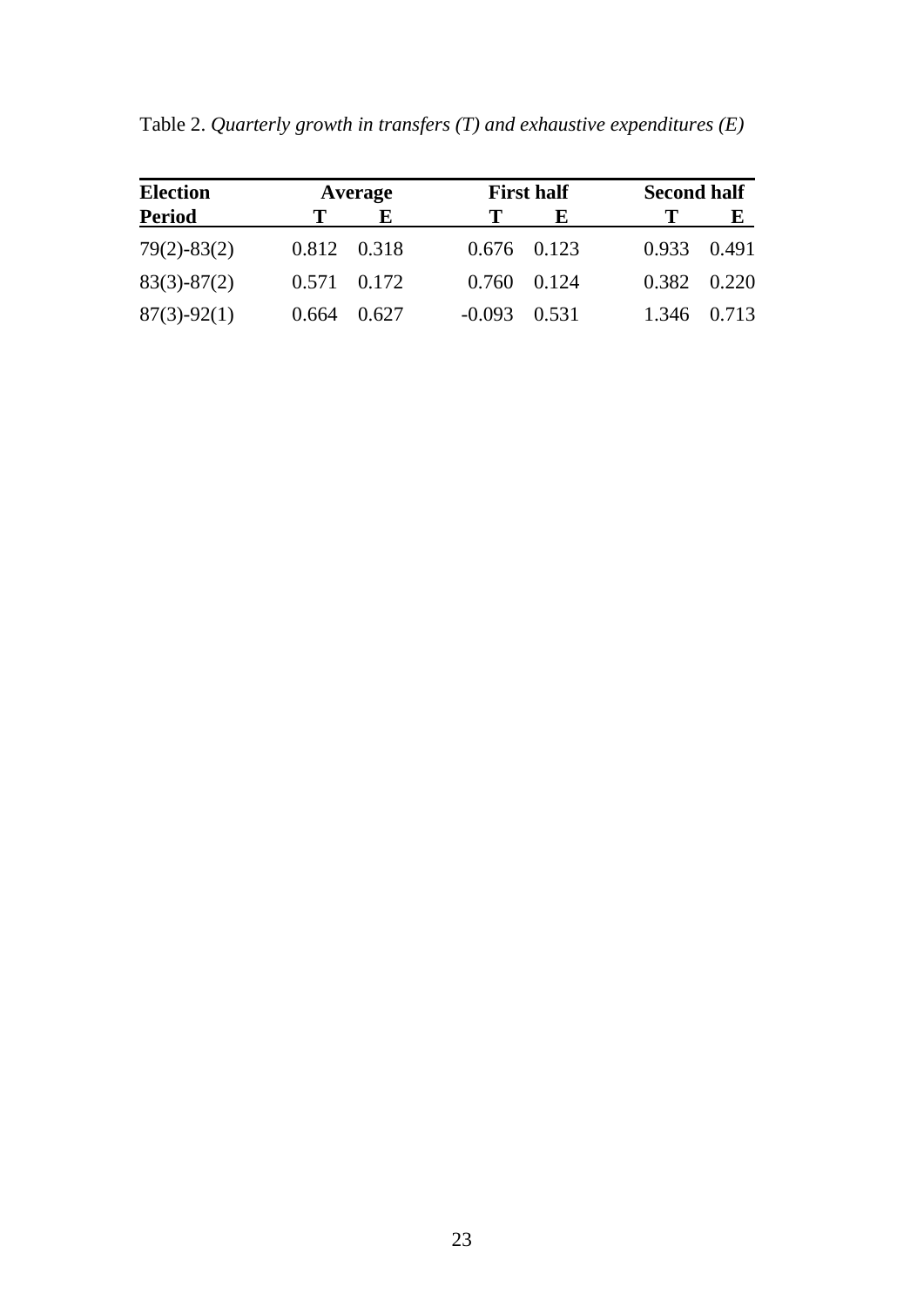Table 2. *Quarterly growth in transfers (T) and exhaustive expenditures (E)*

| **Election** | **Average** | | **First half** | | **Second half** | |
|---|---|---|---|---|---|---|
| **Period** | **T** | **E** | **T** | **E** | **T** | **E** |
| 79(2)-83(2) | 0.812 | 0.318 | 0.676 | 0.123 | 0.933 | 0.491 |
| 83(3)-87(2) | 0.571 | 0.172 | 0.760 | 0.124 | 0.382 | 0.220 |
| 87(3)-92(1) | 0.664 | 0.627 | -0.093 | 0.531 | 1.346 | 0.713 |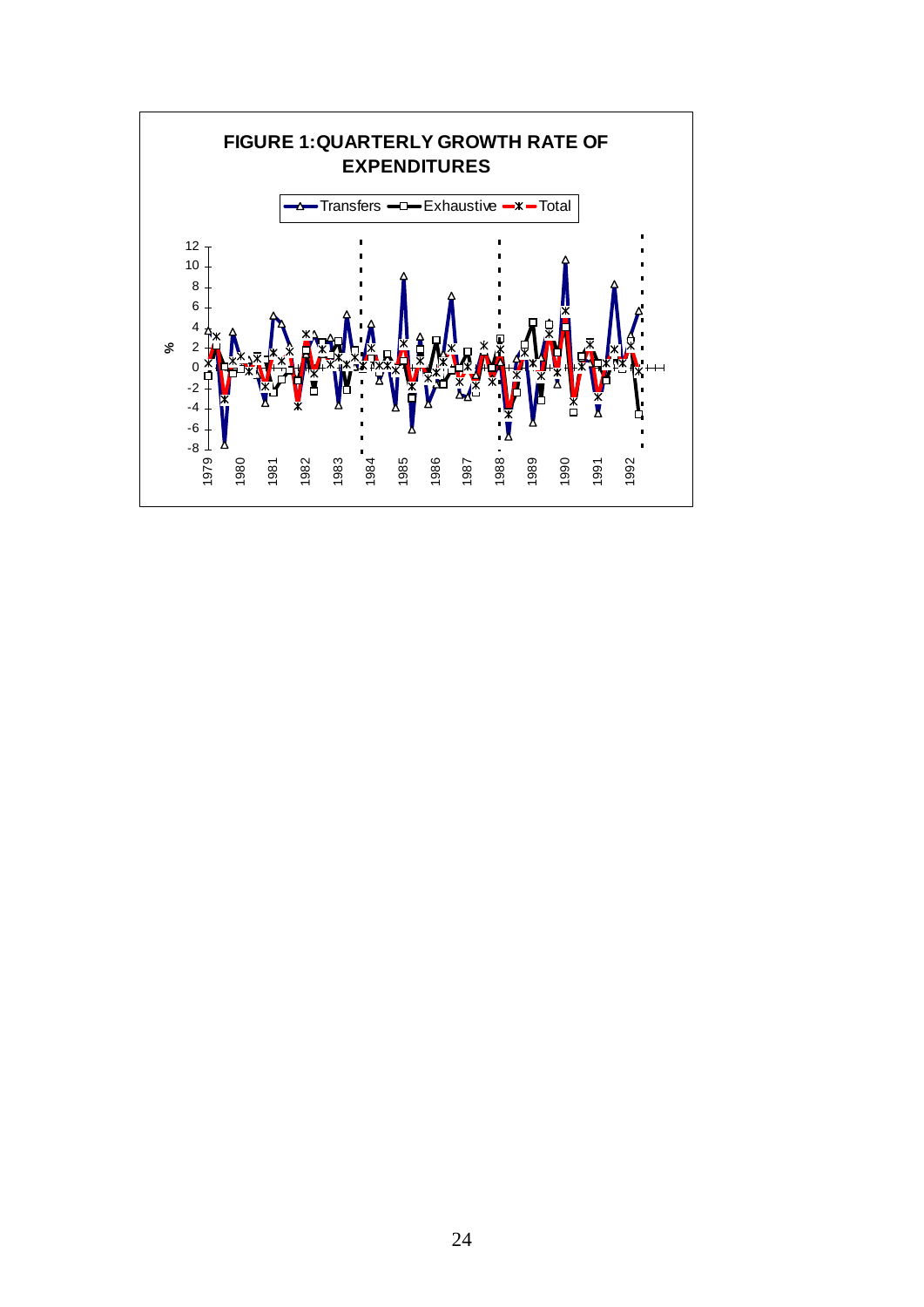**FIGURE 1: QUARTERLY GROWTH RATE OF EXPENDITURES**

Transfers — Exhaustive — Total

%

1979 1980 1981 1982 1983 1984 1985 1986 1987 1988 1989 1990 1991 1992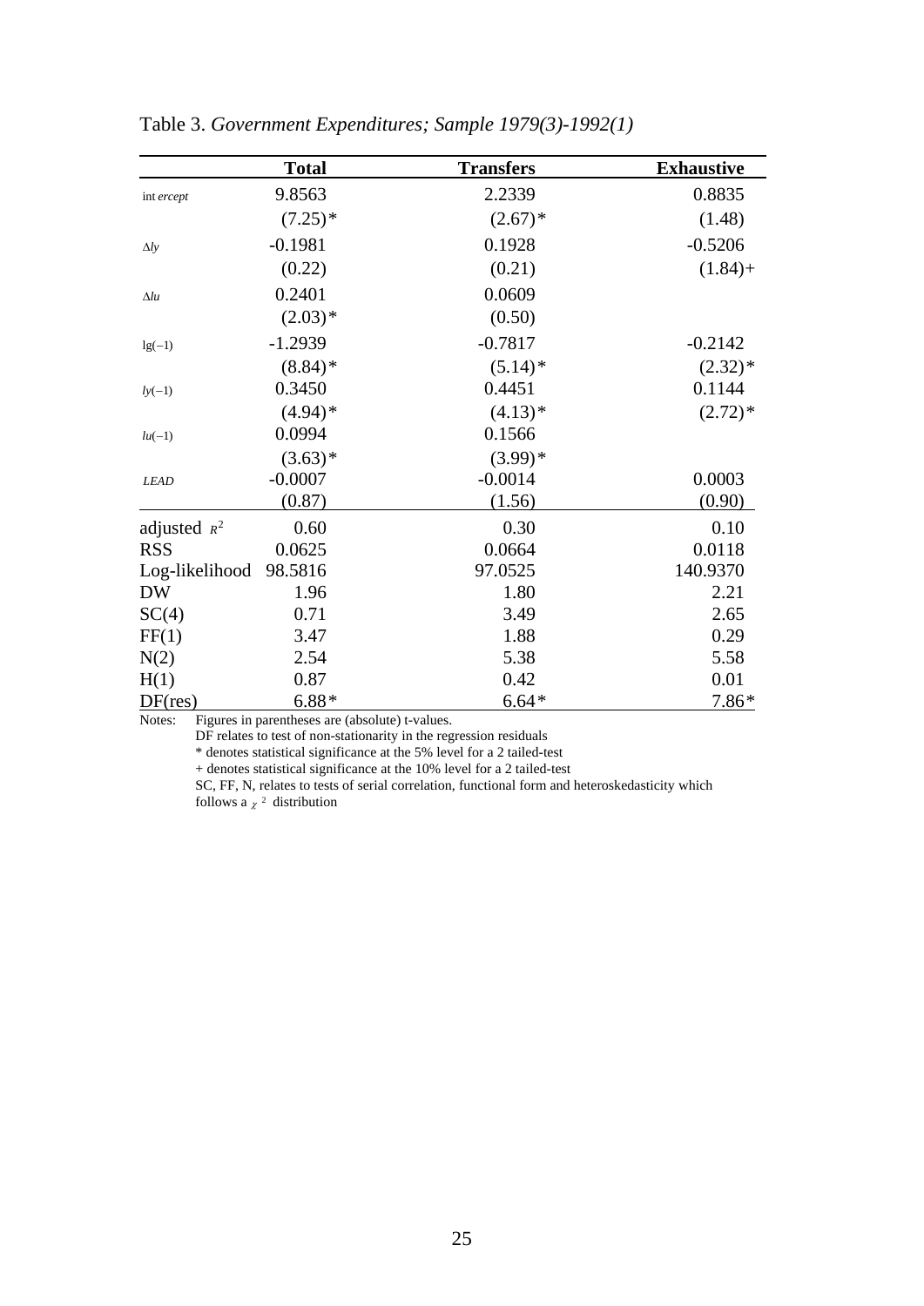Table 3. *Government Expenditures; Sample 1979(3)-1992(1)*

| | **Total** | **Transfers** | **Exhaustive** |
|---|---|---|---|
| intercept | 9.8563 | 2.2339 | 0.8835 |
| | (7.25)* | (2.67)* | (1.48) |
| $\Delta ly$ | -0.1981 | 0.1928 | -0.5206 |
| | (0.22) | (0.21) | (1.84)+ |
| $\Delta lu$ | 0.2401 | 0.0609 | |
| | (2.03)* | (0.50) | |
| $lg(-1)$ | -1.2939 | -0.7817 | -0.2142 |
| | (8.84)* | (5.14)* | (2.32)* |
| $ly(-1)$ | 0.3450 | 0.4451 | 0.1144 |
| | (4.94)* | (4.13)* | (2.72)* |
| $lu(-1)$ | 0.0994 | 0.1566 | |
| | (3.63)* | (3.99)* | |
| *LEAD* | -0.0007 | -0.0014 | 0.0003 |
| | (0.87) | (1.56) | (0.90) |
| adjusted $R^2$ | 0.60 | 0.30 | 0.10 |
| RSS | 0.0625 | 0.0664 | 0.0118 |
| Log-likelihood | 98.5816 | 97.0525 | 140.9370 |
| DW | 1.96 | 1.80 | 2.21 |
| SC(4) | 0.71 | 3.49 | 2.65 |
| FF(1) | 3.47 | 1.88 | 0.29 |
| N(2) | 2.54 | 5.38 | 5.58 |
| H(1) | 0.87 | 0.42 | 0.01 |
| DF(res) | 6.88* | 6.64* | 7.86* |

Notes: Figures in parentheses are (absolute) t-values.
DF relates to test of non-stationarity in the regression residuals
* denotes statistical significance at the 5% level for a 2 tailed-test
+ denotes statistical significance at the 10% level for a 2 tailed-test
SC, FF, N, relates to tests of serial correlation, functional form and heteroskedasticity which follows a $\chi^2$ distribution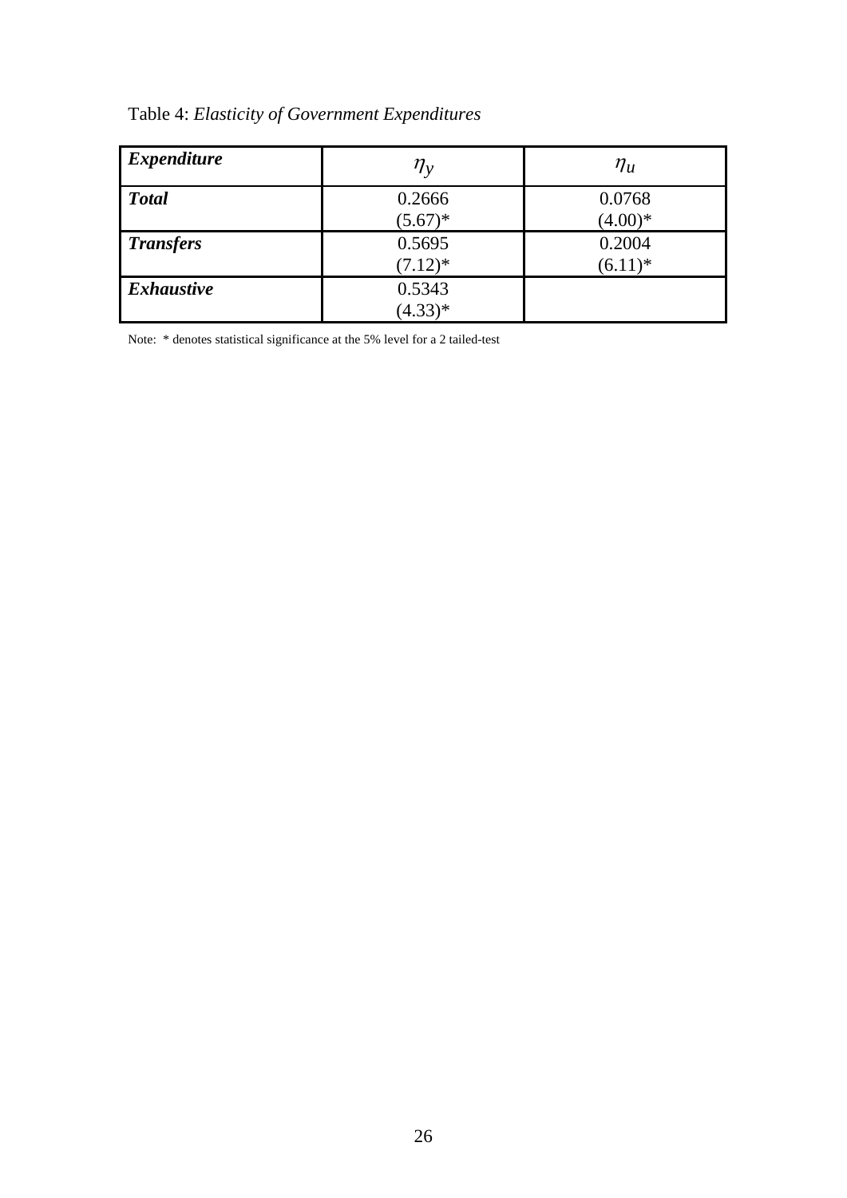Table 4: *Elasticity of Government Expenditures*

| ***Expenditure*** | $\eta_y$ | $\eta_u$ |
|---|---|---|
| ***Total*** | 0.2666<br>(5.67)* | 0.0768<br>(4.00)* |
| ***Transfers*** | 0.5695<br>(7.12)* | 0.2004<br>(6.11)* |
| ***Exhaustive*** | 0.5343<br>(4.33)* | |

Note: * denotes statistical significance at the 5% level for a 2 tailed-test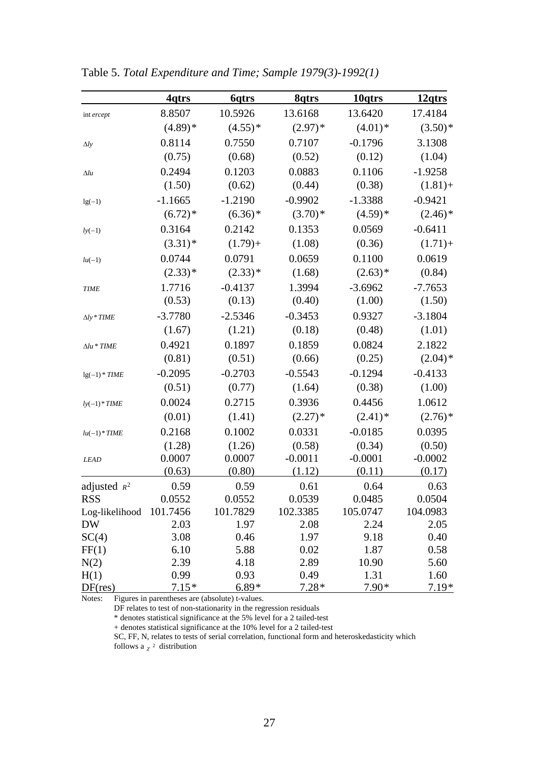Table 5. *Total Expenditure and Time; Sample 1979(3)-1992(1)*

| | 4qtrs | 6qtrs | 8qtrs | 10qtrs | 12qtrs |
|---|---|---|---|---|---|
| intercept | 8.8507 | 10.5926 | 13.6168 | 13.6420 | 17.4184 |
| | (4.89)* | (4.55)* | (2.97)* | (4.01)* | (3.50)* |
| $\Delta ly$ | 0.8114 | 0.7550 | 0.7107 | -0.1796 | 3.1308 |
| | (0.75) | (0.68) | (0.52) | (0.12) | (1.04) |
| $\Delta lu$ | 0.2494 | 0.1203 | 0.0883 | 0.1106 | -1.9258 |
| | (1.50) | (0.62) | (0.44) | (0.38) | (1.81)+ |
| $lg(-1)$ | -1.1665 | -1.2190 | -0.9902 | -1.3388 | -0.9421 |
| | (6.72)* | (6.36)* | (3.70)* | (4.59)* | (2.46)* |
| $ly(-1)$ | 0.3164 | 0.2142 | 0.1353 | 0.0569 | -0.6411 |
| | (3.31)* | (1.79)+ | (1.08) | (0.36) | (1.71)+ |
| $lu(-1)$ | 0.0744 | 0.0791 | 0.0659 | 0.1100 | 0.0619 |
| | (2.33)* | (2.33)* | (1.68) | (2.63)* | (0.84) |
| $TIME$ | 1.7716 | -0.4137 | 1.3994 | -3.6962 | -7.7653 |
| | (0.53) | (0.13) | (0.40) | (1.00) | (1.50) |
| $\Delta ly * TIME$ | -3.7780 | -2.5346 | -0.3453 | 0.9327 | -3.1804 |
| | (1.67) | (1.21) | (0.18) | (0.48) | (1.01) |
| $\Delta lu * TIME$ | 0.4921 | 0.1897 | 0.1859 | 0.0824 | 2.1822 |
| | (0.81) | (0.51) | (0.66) | (0.25) | (2.04)* |
| $lg(-1) * TIME$ | -0.2095 | -0.2703 | -0.5543 | -0.1294 | -0.4133 |
| | (0.51) | (0.77) | (1.64) | (0.38) | (1.00) |
| $ly(-1) * TIME$ | 0.0024 | 0.2715 | 0.3936 | 0.4456 | 1.0612 |
| | (0.01) | (1.41) | (2.27)* | (2.41)* | (2.76)* |
| $lu(-1) * TIME$ | 0.2168 | 0.1002 | 0.0331 | -0.0185 | 0.0395 |
| | (1.28) | (1.26) | (0.58) | (0.34) | (0.50) |
| $LEAD$ | 0.0007 | 0.0007 | -0.0011 | -0.0001 | -0.0002 |
| | (0.63) | (0.80) | (1.12) | (0.11) | (0.17) |
| adjusted $R^2$ | 0.59 | 0.59 | 0.61 | 0.64 | 0.63 |
| RSS | 0.0552 | 0.0552 | 0.0539 | 0.0485 | 0.0504 |
| Log-likelihood | 101.7456 | 101.7829 | 102.3385 | 105.0747 | 104.0983 |
| DW | 2.03 | 1.97 | 2.08 | 2.24 | 2.05 |
| SC(4) | 3.08 | 0.46 | 1.97 | 9.18 | 0.40 |
| FF(1) | 6.10 | 5.88 | 0.02 | 1.87 | 0.58 |
| N(2) | 2.39 | 4.18 | 2.89 | 10.90 | 5.60 |
| H(1) | 0.99 | 0.93 | 0.49 | 1.31 | 1.60 |
| DF(res) | 7.15* | 6.89* | 7.28* | 7.90* | 7.19* |

Notes: Figures in parentheses are (absolute) t-values.
DF relates to test of non-stationarity in the regression residuals
* denotes statistical significance at the 5% level for a 2 tailed-test
+ denotes statistical significance at the 10% level for a 2 tailed-test
SC, FF, N, relates to tests of serial correlation, functional form and heteroskedasticity which follows a $\chi^2$ distribution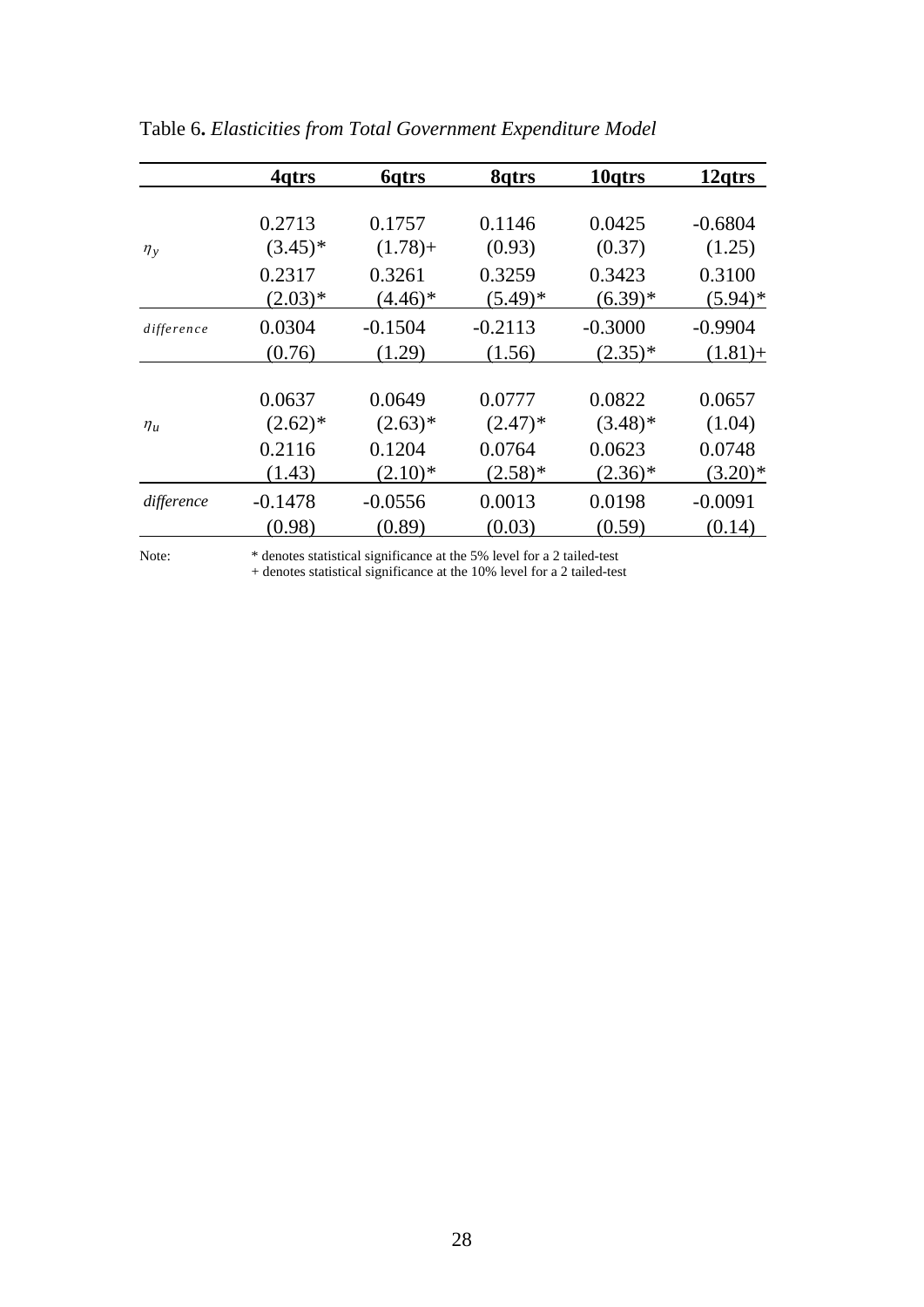Table 6. *Elasticities from Total Government Expenditure Model*

| | **4qtrs** | **6qtrs** | **8qtrs** | **10qtrs** | **12qtrs** |
|---|---|---|---|---|---|
| | 0.2713 | 0.1757 | 0.1146 | 0.0425 | -0.6804 |
| $\eta_y$ | (3.45)* | (1.78)+ | (0.93) | (0.37) | (1.25) |
| | 0.2317 | 0.3261 | 0.3259 | 0.3423 | 0.3100 |
| | (2.03)* | (4.46)* | (5.49)* | (6.39)* | (5.94)* |
| *difference* | 0.0304 | -0.1504 | -0.2113 | -0.3000 | -0.9904 |
| | (0.76) | (1.29) | (1.56) | (2.35)* | (1.81)+ |
| | 0.0637 | 0.0649 | 0.0777 | 0.0822 | 0.0657 |
| $\eta_u$ | (2.62)* | (2.63)* | (2.47)* | (3.48)* | (1.04) |
| | 0.2116 | 0.1204 | 0.0764 | 0.0623 | 0.0748 |
| | (1.43) | (2.10)* | (2.58)* | (2.36)* | (3.20)* |
| *difference* | -0.1478 | -0.0556 | 0.0013 | 0.0198 | -0.0091 |
| | (0.98) | (0.89) | (0.03) | (0.59) | (0.14) |

Note: * denotes statistical significance at the 5% level for a 2 tailed-test
+ denotes statistical significance at the 10% level for a 2 tailed-test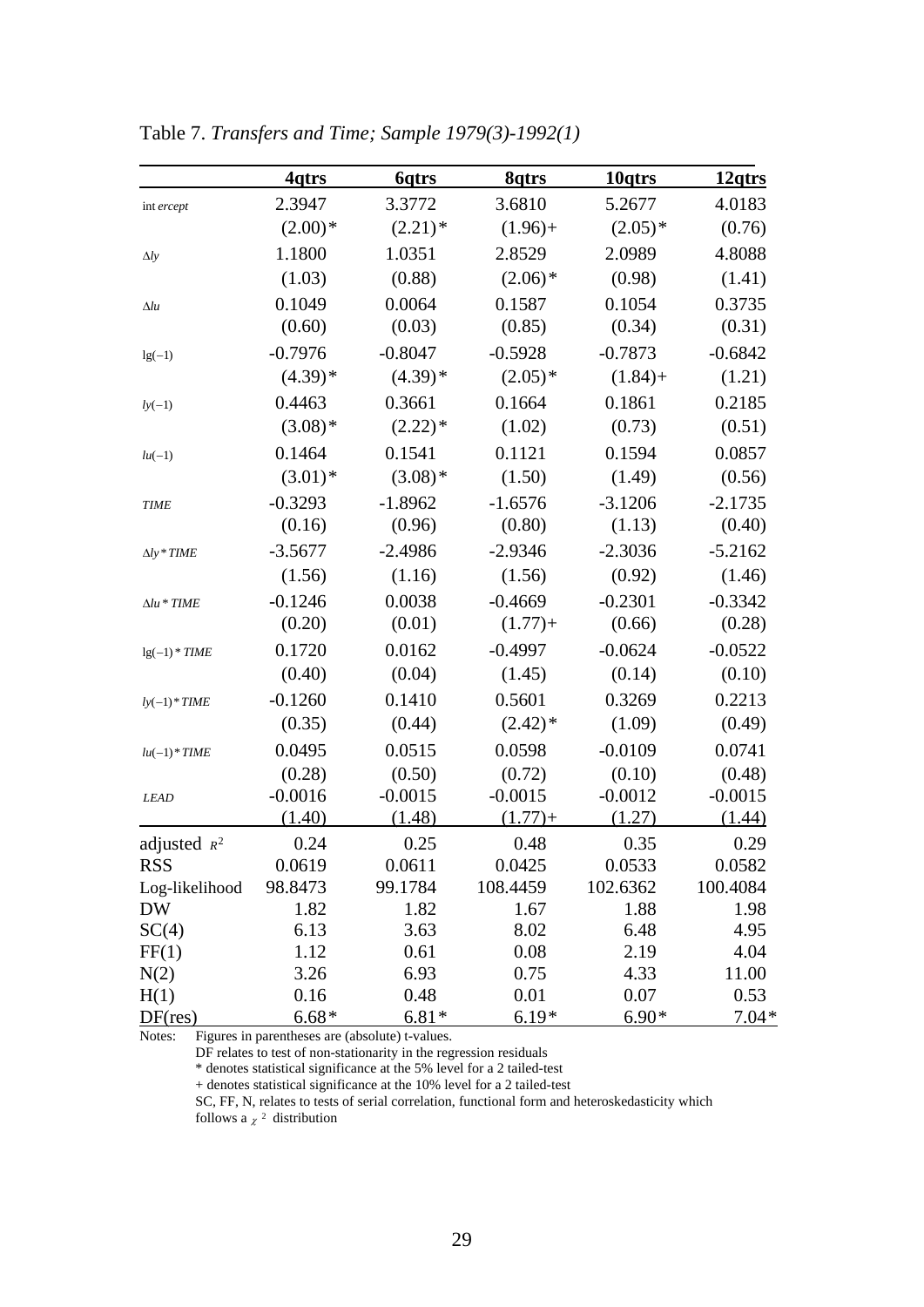Table 7. *Transfers and Time; Sample 1979(3)-1992(1)*

| | 4qtrs | 6qtrs | 8qtrs | 10qtrs | 12qtrs |
|---|---|---|---|---|---|
| *intercept* | 2.3947 | 3.3772 | 3.6810 | 5.2677 | 4.0183 |
| | (2.00)* | (2.21)* | (1.96)+ | (2.05)* | (0.76) |
| $\Delta ly$ | 1.1800 | 1.0351 | 2.8529 | 2.0989 | 4.8088 |
| | (1.03) | (0.88) | (2.06)* | (0.98) | (1.41) |
| $\Delta lu$ | 0.1049 | 0.0064 | 0.1587 | 0.1054 | 0.3735 |
| | (0.60) | (0.03) | (0.85) | (0.34) | (0.31) |
| $\lg(-1)$ | -0.7976 | -0.8047 | -0.5928 | -0.7873 | -0.6842 |
| | (4.39)* | (4.39)* | (2.05)* | (1.84)+ | (1.21) |
| $ly(-1)$ | 0.4463 | 0.3661 | 0.1664 | 0.1861 | 0.2185 |
| | (3.08)* | (2.22)* | (1.02) | (0.73) | (0.51) |
| $lu(-1)$ | 0.1464 | 0.1541 | 0.1121 | 0.1594 | 0.0857 |
| | (3.01)* | (3.08)* | (1.50) | (1.49) | (0.56) |
| *TIME* | -0.3293 | -1.8962 | -1.6576 | -3.1206 | -2.1735 |
| | (0.16) | (0.96) | (0.80) | (1.13) | (0.40) |
| $\Delta ly * TIME$ | -3.5677 | -2.4986 | -2.9346 | -2.3036 | -5.2162 |
| | (1.56) | (1.16) | (1.56) | (0.92) | (1.46) |
| $\Delta lu * TIME$ | -0.1246 | 0.0038 | -0.4669 | -0.2301 | -0.3342 |
| | (0.20) | (0.01) | (1.77)+ | (0.66) | (0.28) |
| $\lg(-1) * TIME$ | 0.1720 | 0.0162 | -0.4997 | -0.0624 | -0.0522 |
| | (0.40) | (0.04) | (1.45) | (0.14) | (0.10) |
| $ly(-1) * TIME$ | -0.1260 | 0.1410 | 0.5601 | 0.3269 | 0.2213 |
| | (0.35) | (0.44) | (2.42)* | (1.09) | (0.49) |
| $lu(-1) * TIME$ | 0.0495 | 0.0515 | 0.0598 | -0.0109 | 0.0741 |
| | (0.28) | (0.50) | (0.72) | (0.10) | (0.48) |
| *LEAD* | -0.0016 | -0.0015 | -0.0015 | -0.0012 | -0.0015 |
| | (1.40) | (1.48) | (1.77)+ | (1.27) | (1.44) |
| adjusted $R^2$ | 0.24 | 0.25 | 0.48 | 0.35 | 0.29 |
| RSS | 0.0619 | 0.0611 | 0.0425 | 0.0533 | 0.0582 |
| Log-likelihood | 98.8473 | 99.1784 | 108.4459 | 102.6362 | 100.4084 |
| DW | 1.82 | 1.82 | 1.67 | 1.88 | 1.98 |
| SC(4) | 6.13 | 3.63 | 8.02 | 6.48 | 4.95 |
| FF(1) | 1.12 | 0.61 | 0.08 | 2.19 | 4.04 |
| N(2) | 3.26 | 6.93 | 0.75 | 4.33 | 11.00 |
| H(1) | 0.16 | 0.48 | 0.01 | 0.07 | 0.53 |
| DF(res) | 6.68* | 6.81* | 6.19* | 6.90* | 7.04* |

Notes: Figures in parentheses are (absolute) t-values.
DF relates to test of non-stationarity in the regression residuals
* denotes statistical significance at the 5% level for a 2 tailed-test
+ denotes statistical significance at the 10% level for a 2 tailed-test
SC, FF, N, relates to tests of serial correlation, functional form and heteroskedasticity which follows a $\chi^2$ distribution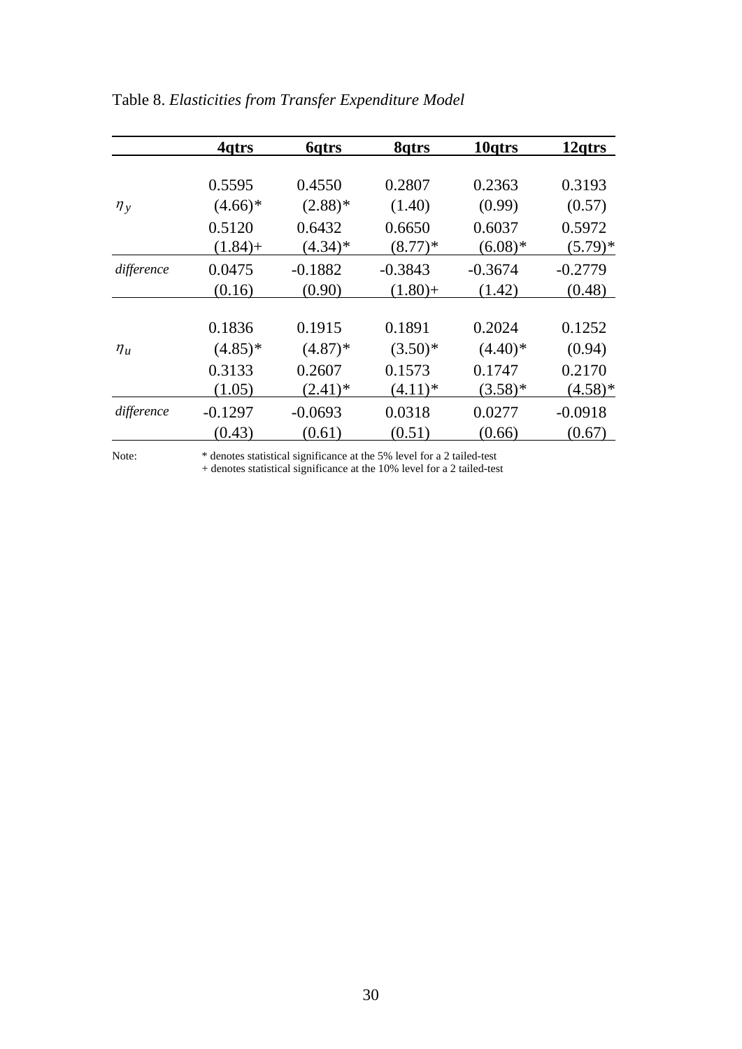Table 8. *Elasticities from Transfer Expenditure Model*

| | **4qtrs** | **6qtrs** | **8qtrs** | **10qtrs** | **12qtrs** |
|---|---|---|---|---|---|
| | 0.5595 | 0.4550 | 0.2807 | 0.2363 | 0.3193 |
| $\eta_y$ | (4.66)* | (2.88)* | (1.40) | (0.99) | (0.57) |
| | 0.5120 | 0.6432 | 0.6650 | 0.6037 | 0.5972 |
| | (1.84)+ | (4.34)* | (8.77)* | (6.08)* | (5.79)* |
| *difference* | 0.0475 | -0.1882 | -0.3843 | -0.3674 | -0.2779 |
| | (0.16) | (0.90) | (1.80)+ | (1.42) | (0.48) |
| | 0.1836 | 0.1915 | 0.1891 | 0.2024 | 0.1252 |
| $\eta_u$ | (4.85)* | (4.87)* | (3.50)* | (4.40)* | (0.94) |
| | 0.3133 | 0.2607 | 0.1573 | 0.1747 | 0.2170 |
| | (1.05) | (2.41)* | (4.11)* | (3.58)* | (4.58)* |
| *difference* | -0.1297 | -0.0693 | 0.0318 | 0.0277 | -0.0918 |
| | (0.43) | (0.61) | (0.51) | (0.66) | (0.67) |

Note: * denotes statistical significance at the 5% level for a 2 tailed-test
+ denotes statistical significance at the 10% level for a 2 tailed-test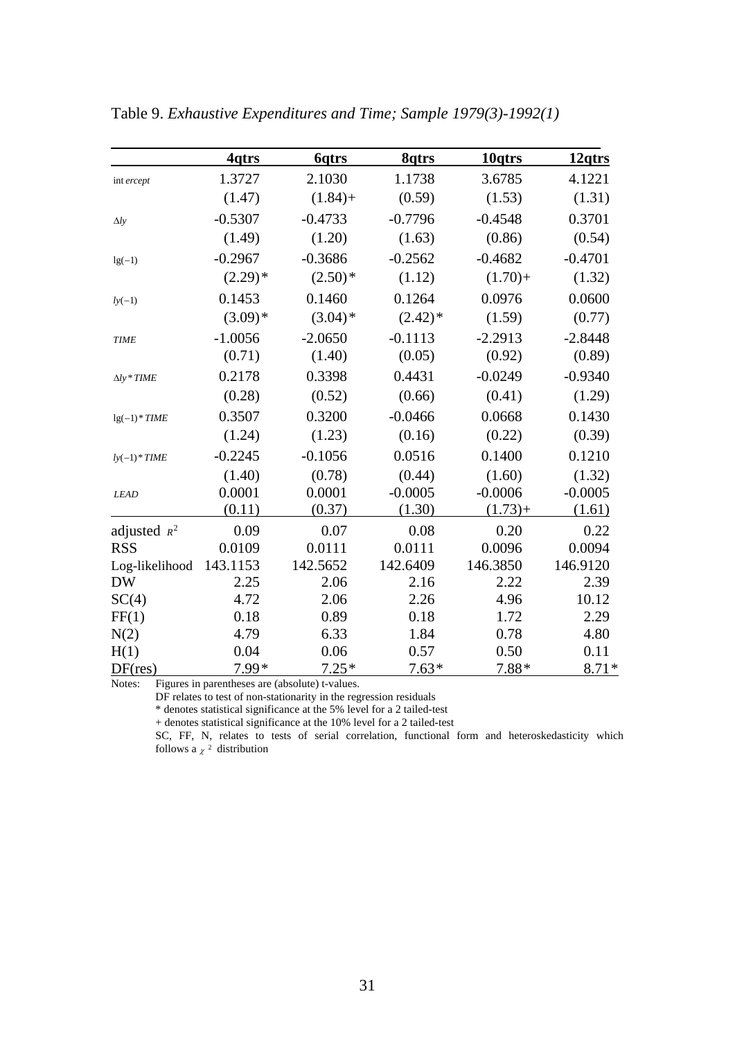Table 9. *Exhaustive Expenditures and Time; Sample 1979(3)-1992(1)*

| | **4qtrs** | **6qtrs** | **8qtrs** | **10qtrs** | **12qtrs** |
|---|---|---|---|---|---|
| $\text{int}\,ercept$ | 1.3727 | 2.1030 | 1.1738 | 3.6785 | 4.1221 |
| | (1.47) | (1.84)+ | (0.59) | (1.53) | (1.31) |
| $\Delta ly$ | -0.5307 | -0.4733 | -0.7796 | -0.4548 | 0.3701 |
| | (1.49) | (1.20) | (1.63) | (0.86) | (0.54) |
| $\lg(-1)$ | -0.2967 | -0.3686 | -0.2562 | -0.4682 | -0.4701 |
| | (2.29)* | (2.50)* | (1.12) | (1.70)+ | (1.32) |
| $ly(-1)$ | 0.1453 | 0.1460 | 0.1264 | 0.0976 | 0.0600 |
| | (3.09)* | (3.04)* | (2.42)* | (1.59) | (0.77) |
| $TIME$ | -1.0056 | -2.0650 | -0.1113 | -2.2913 | -2.8448 |
| | (0.71) | (1.40) | (0.05) | (0.92) | (0.89) |
| $\Delta ly * TIME$ | 0.2178 | 0.3398 | 0.4431 | -0.0249 | -0.9340 |
| | (0.28) | (0.52) | (0.66) | (0.41) | (1.29) |
| $\lg(-1) * TIME$ | 0.3507 | 0.3200 | -0.0466 | 0.0668 | 0.1430 |
| | (1.24) | (1.23) | (0.16) | (0.22) | (0.39) |
| $ly(-1) * TIME$ | -0.2245 | -0.1056 | 0.0516 | 0.1400 | 0.1210 |
| | (1.40) | (0.78) | (0.44) | (1.60) | (1.32) |
| $LEAD$ | 0.0001 | 0.0001 | -0.0005 | -0.0006 | -0.0005 |
| | (0.11) | (0.37) | (1.30) | (1.73)+ | (1.61) |
| adjusted $R^2$ | 0.09 | 0.07 | 0.08 | 0.20 | 0.22 |
| RSS | 0.0109 | 0.0111 | 0.0111 | 0.0096 | 0.0094 |
| Log-likelihood | 143.1153 | 142.5652 | 142.6409 | 146.3850 | 146.9120 |
| DW | 2.25 | 2.06 | 2.16 | 2.22 | 2.39 |
| SC(4) | 4.72 | 2.06 | 2.26 | 4.96 | 10.12 |
| FF(1) | 0.18 | 0.89 | 0.18 | 1.72 | 2.29 |
| N(2) | 4.79 | 6.33 | 1.84 | 0.78 | 4.80 |
| H(1) | 0.04 | 0.06 | 0.57 | 0.50 | 0.11 |
| DF(res) | 7.99* | 7.25* | 7.63* | 7.88* | 8.71* |

Notes: Figures in parentheses are (absolute) t-values.
DF relates to test of non-stationarity in the regression residuals
\* denotes statistical significance at the 5% level for a 2 tailed-test
\+ denotes statistical significance at the 10% level for a 2 tailed-test
SC, FF, N, relates to tests of serial correlation, functional form and heteroskedasticity which follows a $\chi^2$ distribution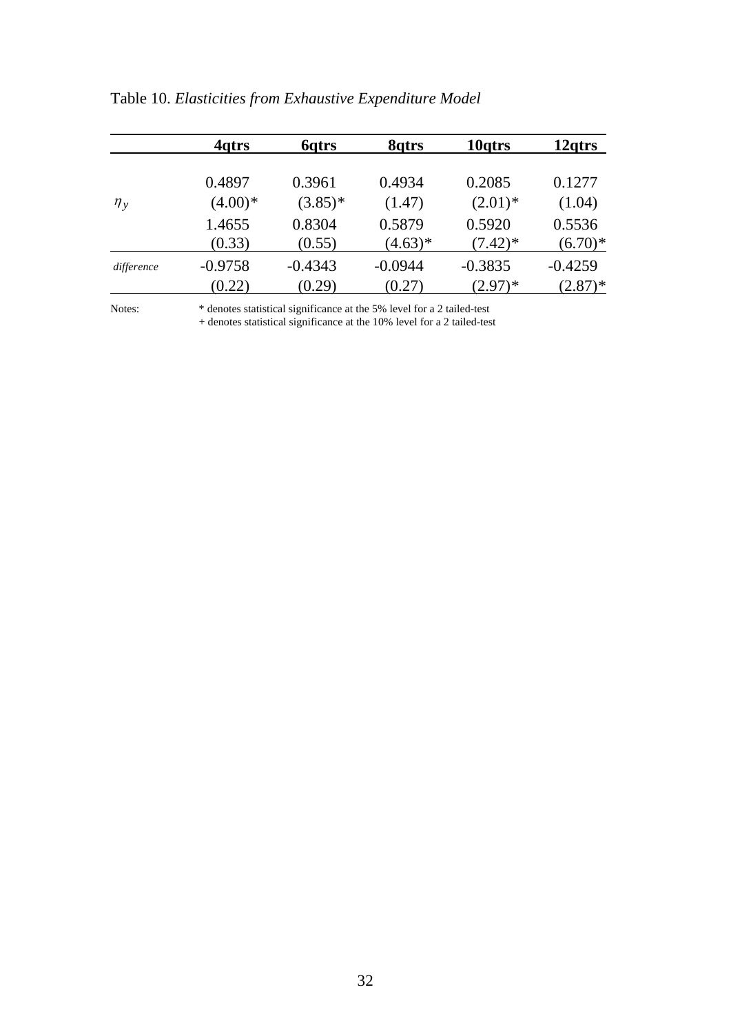Table 10. *Elasticities from Exhaustive Expenditure Model*

| | 4qtrs | 6qtrs | 8qtrs | 10qtrs | 12qtrs |
|---|---|---|---|---|---|
| | 0.4897 | 0.3961 | 0.4934 | 0.2085 | 0.1277 |
| $\eta_y$ | (4.00)* | (3.85)* | (1.47) | (2.01)* | (1.04) |
| | 1.4655 | 0.8304 | 0.5879 | 0.5920 | 0.5536 |
| | (0.33) | (0.55) | (4.63)* | (7.42)* | (6.70)* |
| *difference* | -0.9758 | -0.4343 | -0.0944 | -0.3835 | -0.4259 |
| | (0.22) | (0.29) | (0.27) | (2.97)* | (2.87)* |

Notes: * denotes statistical significance at the 5% level for a 2 tailed-test
+ denotes statistical significance at the 10% level for a 2 tailed-test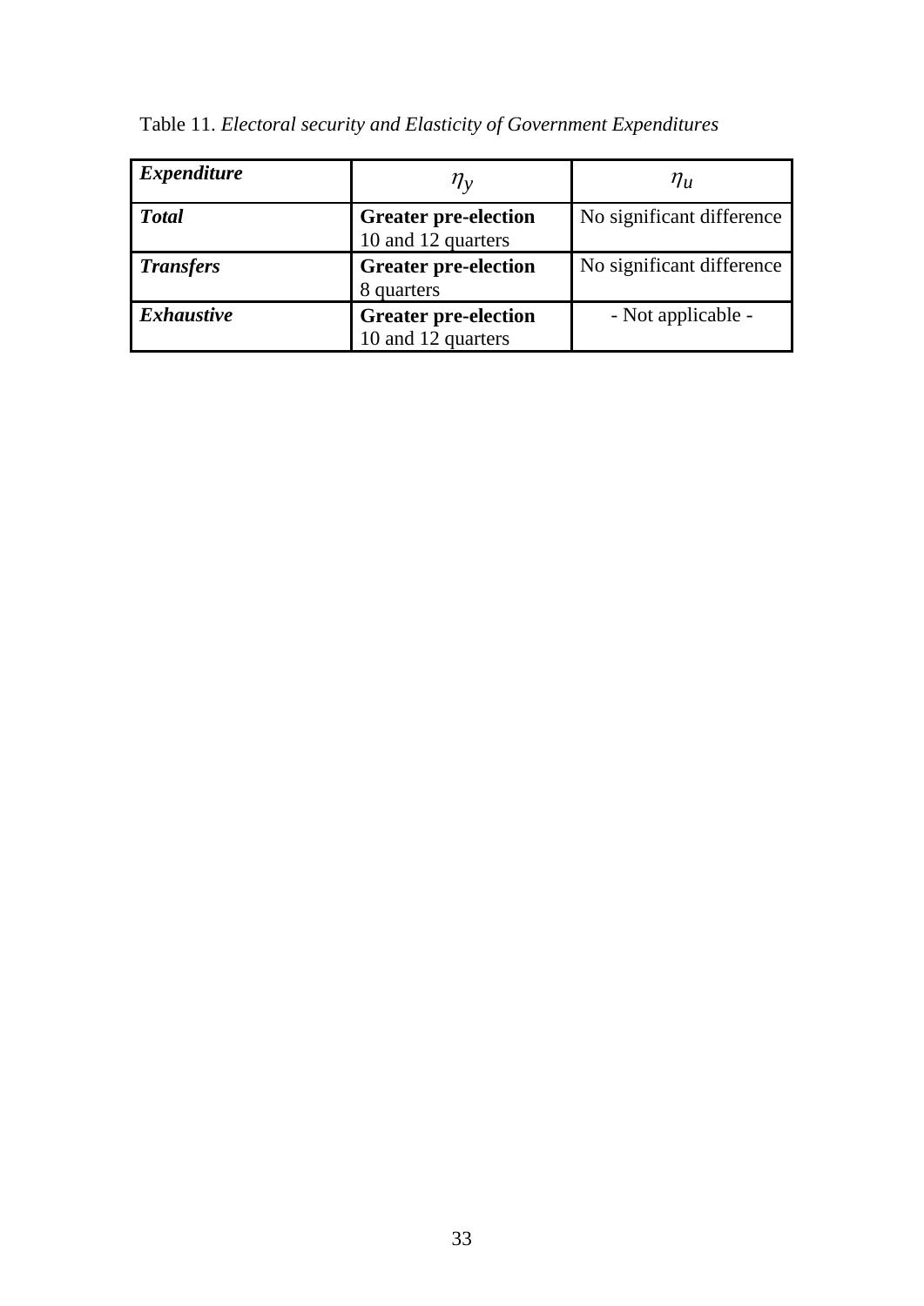Table 11. *Electoral security and Elasticity of Government Expenditures*

| ***Expenditure*** | $\eta_y$ | $\eta_u$ |
|---|---|---|
| ***Total*** | **Greater pre-election** 10 and 12 quarters | No significant difference |
| ***Transfers*** | **Greater pre-election** 8 quarters | No significant difference |
| ***Exhaustive*** | **Greater pre-election** 10 and 12 quarters | - Not applicable - |